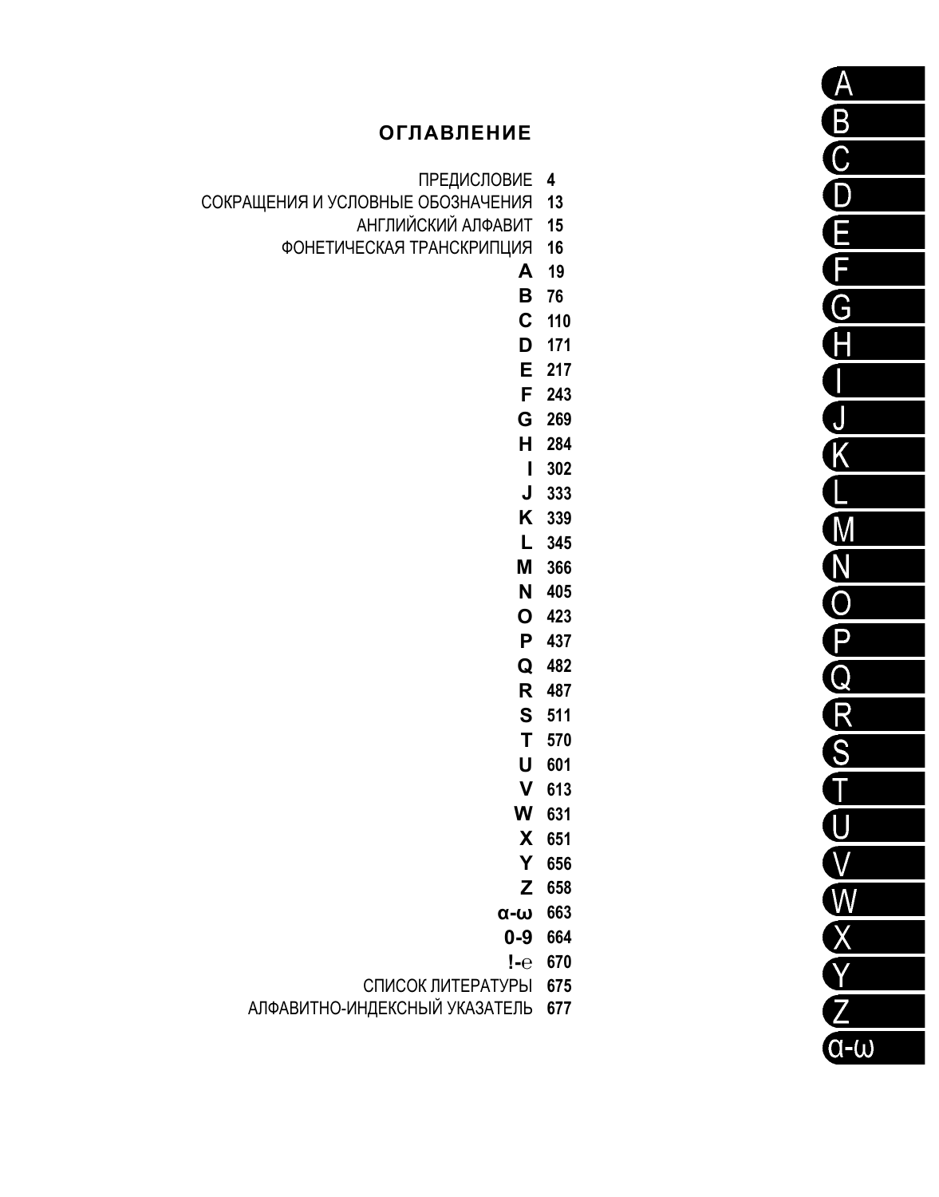## ОГЛАВЛЕНИЕ

| | |
|---|---|
| ПРЕДИСЛОВИЕ | **4** |
| СОКРАЩЕНИЯ И УСЛОВНЫЕ ОБОЗНАЧЕНИЯ | **13** |
| АНГЛИЙСКИЙ АЛФАВИТ | **15** |
| ФОНЕТИЧЕСКАЯ ТРАНСКРИПЦИЯ | **16** |
| **A** | **19** |
| **B** | **76** |
| **C** | **110** |
| **D** | **171** |
| **E** | **217** |
| **F** | **243** |
| **G** | **269** |
| **H** | **284** |
| **I** | **302** |
| **J** | **333** |
| **K** | **339** |
| **L** | **345** |
| **M** | **366** |
| **N** | **405** |
| **O** | **423** |
| **P** | **437** |
| **Q** | **482** |
| **R** | **487** |
| **S** | **511** |
| **T** | **570** |
| **U** | **601** |
| **V** | **613** |
| **W** | **631** |
| **X** | **651** |
| **Y** | **656** |
| **Z** | **658** |
| **α-ω** | **663** |
| **0-9** | **664** |
| **!-**e | **670** |
| СПИСОК ЛИТЕРАТУРЫ | **675** |
| АЛФАВИТНО-ИНДЕКСНЫЙ УКАЗАТЕЛЬ | **677** |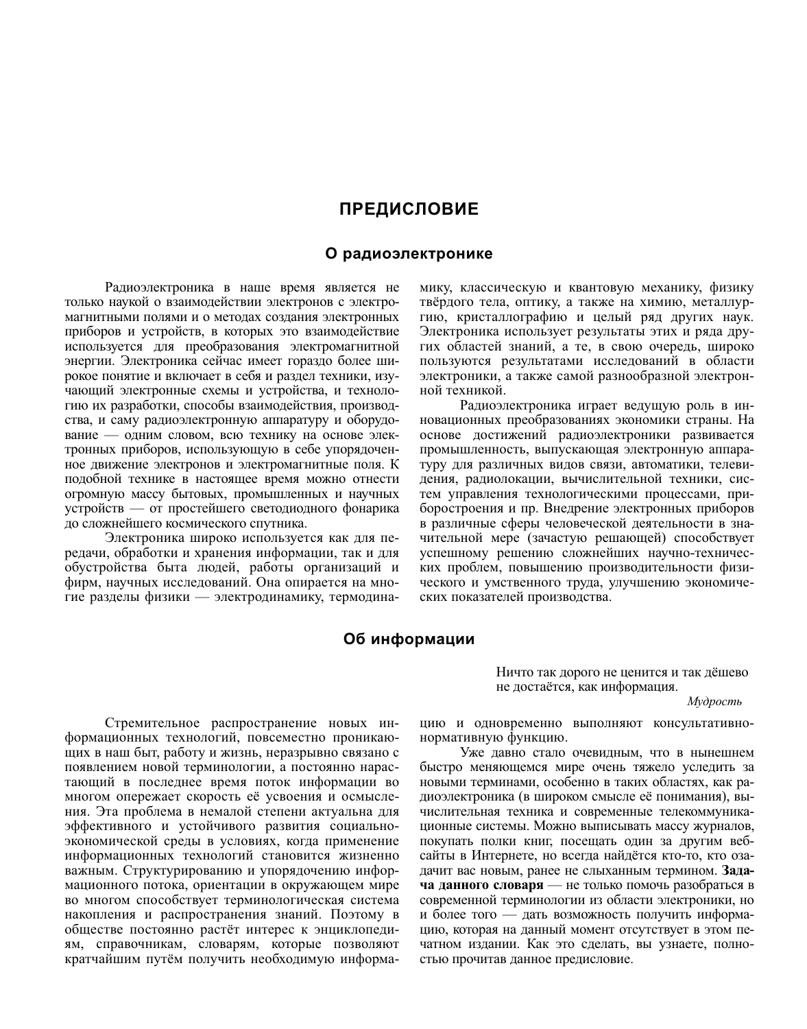# ПРЕДИСЛОВИЕ

## О радиоэлектронике

Радиоэлектроника в наше время является не только наукой о взаимодействии электронов с электромагнитными полями и о методах создания электронных приборов и устройств, в которых это взаимодействие используется для преобразования электромагнитной энергии. Электроника сейчас имеет гораздо более широкое понятие и включает в себя и раздел техники, изучающий электронные схемы и устройства, и технологию их разработки, способы взаимодействия, производства, и саму радиоэлектронную аппаратуру и оборудование — одним словом, всю технику на основе электронных приборов, использующую в себе упорядоченное движение электронов и электромагнитные поля. К подобной технике в настоящее время можно отнести огромную массу бытовых, промышленных и научных устройств — от простейшего светодиодного фонарика до сложнейшего космического спутника.

Электроника широко используется как для передачи, обработки и хранения информации, так и для обустройства быта людей, работы организаций и фирм, научных исследований. Она опирается на многие разделы физики — электродинамику, термодинамику, классическую и квантовую механику, физику твёрдого тела, оптику, а также на химию, металлургию, кристаллографию и целый ряд других наук. Электроника использует результаты этих и ряда других областей знаний, а те, в свою очередь, широко пользуются результатами исследований в области электроники, а также самой разнообразной электронной техникой.

Радиоэлектроника играет ведущую роль в инновационных преобразованиях экономики страны. На основе достижений радиоэлектроники развивается промышленность, выпускающая электронную аппаратуру для различных видов связи, автоматики, телевидения, радиолокации, вычислительной техники, систем управления технологическими процессами, приборостроения и пр. Внедрение электронных приборов в различные сферы человеческой деятельности в значительной мере (зачастую решающей) способствует успешному решению сложнейших научно-технических проблем, повышению производительности физического и умственного труда, улучшению экономических показателей производства.

## Об информации

> Ничто так дорого не ценится и так дёшево не достаётся, как информация.
>
> *Мудрость*

Стремительное распространение новых информационных технологий, повсеместно проникающих в наш быт, работу и жизнь, неразрывно связано с появлением новой терминологии, а постоянно нарастающий в последнее время поток информации во многом опережает скорость её усвоения и осмысления. Эта проблема в немалой степени актуальна для эффективного и устойчивого развития социально-экономической среды в условиях, когда применение информационных технологий становится жизненно важным. Структурированию и упорядочению информационного потока, ориентации в окружающем мире во многом способствует терминологическая система накопления и распространения знаний. Поэтому в обществе постоянно растёт интерес к энциклопедиям, справочникам, словарям, которые позволяют кратчайшим путём получить необходимую информацию и одновременно выполняют консультативно-нормативную функцию.

Уже давно стало очевидным, что в нынешнем быстро меняющемся мире очень тяжело уследить за новыми терминами, особенно в таких областях, как радиоэлектроника (в широком смысле её понимания), вычислительная техника и современные телекоммуникационные системы. Можно выписывать массу журналов, покупать полки книг, посещать один за другим веб-сайты в Интернете, но всегда найдётся кто-то, кто озадачит вас новым, ранее не слыханным термином. **Задача данного словаря** — не только помочь разобраться в современной терминологии из области электроники, но и более того — дать возможность получить информацию, которая на данный момент отсутствует в этом печатном издании. Как это сделать, вы узнаете, полностью прочитав данное предисловие.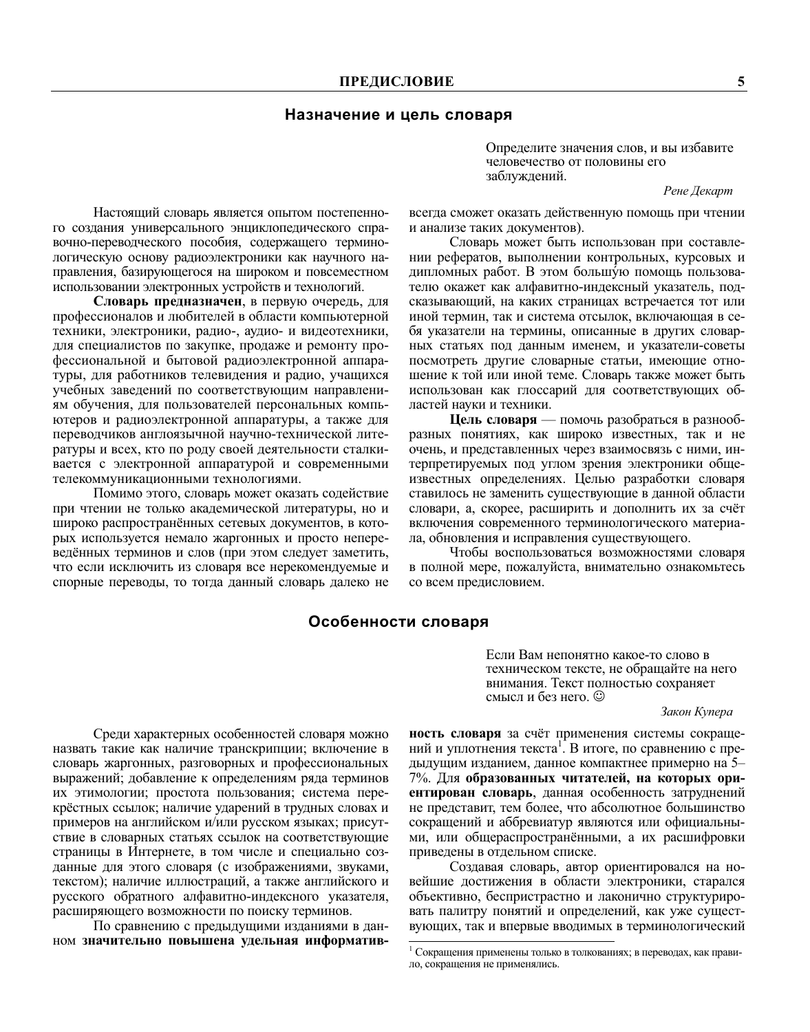## Назначение и цель словаря

> Определите значения слов, и вы избавите человечество от половины его заблуждений.
>
> *Рене Декарт*

Настоящий словарь является опытом постепенного создания универсального энциклопедического справочно-переводческого пособия, содержащего терминологическую основу радиоэлектроники как научного направления, базирующегося на широком и повсеместном использовании электронных устройств и технологий.

**Словарь предназначен**, в первую очередь, для профессионалов и любителей в области компьютерной техники, электроники, радио-, аудио- и видеотехники, для специалистов по закупке, продаже и ремонту профессиональной и бытовой радиоэлектронной аппаратуры, для работников телевидения и радио, учащихся учебных заведений по соответствующим направлениям обучения, для пользователей персональных компьютеров и радиоэлектронной аппаратуры, а также для переводчиков англоязычной научно-технической литературы и всех, кто по роду своей деятельности сталкивается с электронной аппаратурой и современными телекоммуникационными технологиями.

Помимо этого, словарь может оказать содействие при чтении не только академической литературы, но и широко распространённых сетевых документов, в которых используется немало жаргонных и просто непереведённых терминов и слов (при этом следует заметить, что если исключить из словаря все нерекомендуемые и спорные переводы, то тогда данный словарь далеко не всегда сможет оказать действенную помощь при чтении и анализе таких документов).

Словарь может быть использован при составлении рефератов, выполнении контрольных, курсовых и дипломных работ. В этом большу́ю помощь пользователю окажет как алфавитно-индексный указатель, подсказывающий, на каких страницах встречается тот или иной термин, так и система отсылок, включающая в себя указатели на термины, описанные в других словарных статьях под данным именем, и указатели-советы посмотреть другие словарные статьи, имеющие отношение к той или иной теме. Словарь также может быть использован как глоссарий для соответствующих областей науки и техники.

**Цель словаря** — помочь разобраться в разнообразных понятиях, как широко известных, так и не очень, и представленных через взаимосвязь с ними, интерпретируемых под углом зрения электроники общеизвестных определениях. Целью разработки словаря ставилось не заменить существующие в данной области словари, а, скорее, расширить и дополнить их за счёт включения современного терминологического материала, обновления и исправления существующего.

Чтобы воспользоваться возможностями словаря в полной мере, пожалуйста, внимательно ознакомьтесь со всем предисловием.

## Особенности словаря

> Если Вам непонятно какое-то слово в техническом тексте, не обращайте на него внимания. Текст полностью сохраняет смысл и без него. ☺
>
> *Закон Купера*

Среди характерных особенностей словаря можно назвать такие как наличие транскрипции; включение в словарь жаргонных, разговорных и профессиональных выражений; добавление к определениям ряда терминов их этимологии; простота пользования; система перекрёстных ссылок; наличие ударений в трудных словах и примеров на английском и/или русском языках; присутствие в словарных статьях ссылок на соответствующие страницы в Интернете, в том числе и специально созданные для этого словаря (с изображениями, звуками, текстом); наличие иллюстраций, а также английского и русского обратного алфавитно-индексного указателя, расширяющего возможности по поиску терминов.

По сравнению с предыдущими изданиями в данном **значительно повышена удельная информативность словаря** за счёт применения системы сокращений и уплотнения текста[1]. В итоге, по сравнению с предыдущим изданием, данное компактнее примерно на 5–7%. Для **образованных читателей, на которых ориентирован словарь**, данная особенность затруднений не представит, тем более, что абсолютное большинство сокращений и аббревиатур являются или официальными, или общераспространёнными, а их расшифровки приведены в отдельном списке.

Создавая словарь, автор ориентировался на новейшие достижения в области электроники, старался объективно, беспристрастно и лаконично структурировать палитру понятий и определений, как уже существующих, так и впервые вводимых в терминологический

[1] Сокращения применены только в толкованиях; в переводах, как правило, сокращения не применялись.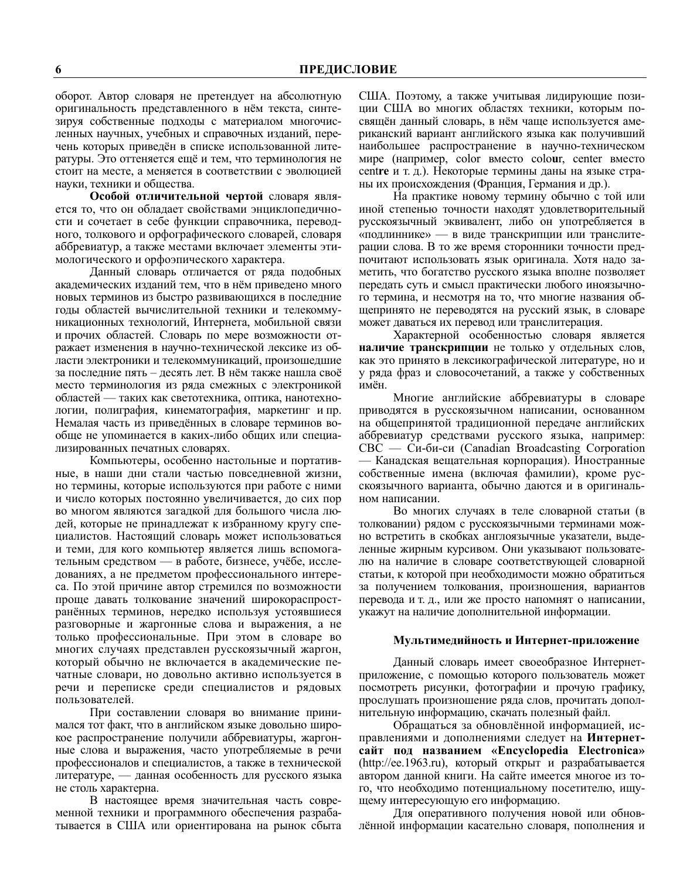оборот. Автор словаря не претендует на абсолютную оригинальность представленного в нём текста, синтезируя собственные подходы с материалом многочисленных научных, учебных и справочных изданий, перечень которых приведён в списке использованной литературы. Это оттеняется ещё и тем, что терминология не стоит на месте, а меняется в соответствии с эволюцией науки, техники и общества.

**Особой отличительной чертой** словаря является то, что он обладает свойствами энциклопедичности и сочетает в себе функции справочника, переводного, толкового и орфографического словарей, словаря аббревиатур, а также местами включает элементы этимологического и орфоэпического характера.

Данный словарь отличается от ряда подобных академических изданий тем, что в нём приведено много новых терминов из быстро развивающихся в последние годы областей вычислительной техники и телекоммуникационных технологий, Интернета, мобильной связи и прочих областей. Словарь по мере возможности отражает изменения в научно-технической лексике из области электроники и телекоммуникаций, произошедшие за последние пять – десять лет. В нём также нашла своё место терминология из ряда смежных с электроникой областей — таких как светотехника, оптика, нанотехнологии, полиграфия, кинематография, маркетинг и пр. Немалая часть из приведённых в словаре терминов вообще не упоминается в каких-либо общих или специализированных печатных словарях.

Компьютеры, особенно настольные и портативные, в наши дни стали частью повседневной жизни, но термины, которые используются при работе с ними и число которых постоянно увеличивается, до сих пор во многом являются загадкой для большого числа людей, которые не принадлежат к избранному кругу специалистов. Настоящий словарь может использоваться и теми, для кого компьютер является лишь вспомогательным средством — в работе, бизнесе, учёбе, исследованиях, а не предметом профессионального интереса. По этой причине автор стремился по возможности проще давать толкование значений широкораспространённых терминов, нередко используя устоявшиеся разговорные и жаргонные слова и выражения, а не только профессиональные. При этом в словаре во многих случаях представлен русскоязычный жаргон, который обычно не включается в академические печатные словари, но довольно активно используется в речи и переписке среди специалистов и рядовых пользователей.

При составлении словаря во внимание принимался тот факт, что в английском языке довольно широкое распространение получили аббревиатуры, жаргонные слова и выражения, часто употребляемые в речи профессионалов и специалистов, а также в технической литературе, — данная особенность для русского языка не столь характерна.

В настоящее время значительная часть современной техники и программного обеспечения разрабатывается в США или ориентирована на рынок сбыта США. Поэтому, а также учитывая лидирующие позиции США во многих областях техники, которым посвящён данный словарь, в нём чаще используется американский вариант английского языка как получивший наибольшее распространение в научно-техническом мире (например, color вместо colo**u**r, center вместо cent**re** и т. д.). Некоторые термины даны на языке страны их происхождения (Франция, Германия и др.).

На практике новому термину обычно с той или иной степенью точности находят удовлетворительный русскоязычный эквивалент, либо он употребляется в «подлиннике» — в виде транскрипции или транслитерации слова. В то же время сторонники точности предпочитают использовать язык оригинала. Хотя надо заметить, что богатство русского языка вполне позволяет передать суть и смысл практически любого иноязычного термина, и несмотря на то, что многие названия общепринято не переводятся на русский язык, в словаре может даваться их перевод или транслитерация.

Характерной особенностью словаря является **наличие транскрипции** не только у отдельных слов, как это принято в лексикографической литературе, но и у ряда фраз и словосочетаний, а также у собственных имён.

Многие английские аббревиатуры в словаре приводятся в русскоязычном написании, основанном на общепринятой традиционной передаче английских аббревиатур средствами русского языка, например: CBC — Си-би-си (Canadian Broadcasting Corporation — Канадская вещательная корпорация). Иностранные собственные имена (включая фамилии), кроме русскоязычного варианта, обычно даются и в оригинальном написании.

Во многих случаях в теле словарной статьи (в толковании) рядом с русскоязычными терминами можно встретить в скобках англоязычные указатели, выделенные жирным курсивом. Они указывают пользователю на наличие в словаре соответствующей словарной статьи, к которой при необходимости можно обратиться за получением толкования, произношения, вариантов перевода и т. д., или же просто напомнят о написании, укажут на наличие дополнительной информации.

### Мультимедийность и Интернет-приложение

Данный словарь имеет своеобразное Интернет-приложение, с помощью которого пользователь может посмотреть рисунки, фотографии и прочую графику, прослушать произношение ряда слов, прочитать дополнительную информацию, скачать полезный файл.

Обращаться за обновлённой информацией, исправлениями и дополнениями следует на **Интернет-сайт под названием «Encyclopedia Electronica»** (http://ee.1963.ru), который открыт и разрабатывается автором данной книги. На сайте имеется многое из того, что необходимо потенциальному посетителю, ищущему интересующую его информацию.

Для оперативного получения новой или обновлённой информации касательно словаря, пополнения и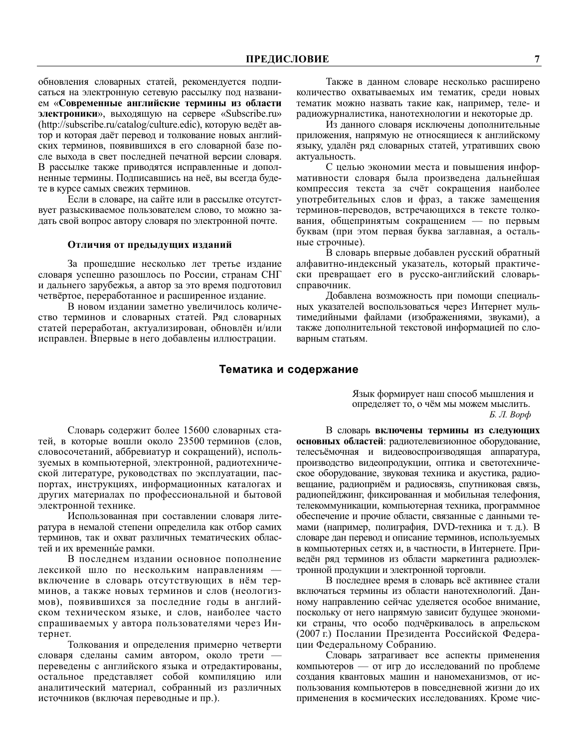обновления словарных статей, рекомендуется подписаться на электронную сетевую рассылку под названием «**Современные английские термины из области электроники**», выходящую на сервере «Subscribe.ru» (http://subscribe.ru/catalog/culture.edic), которую ведёт автор и которая даёт перевод и толкование новых английских терминов, появившихся в его словарной базе после выхода в свет последней печатной версии словаря. В рассылке также приводятся исправленные и дополненные термины. Подписавшись на неё, вы всегда будете в курсе самых свежих терминов.

Если в словаре, на сайте или в рассылке отсутствует разыскиваемое пользователем слово, то можно задать свой вопрос автору словаря по электронной почте.

### Отличия от предыдущих изданий

За прошедшие несколько лет третье издание словаря успешно разошлось по России, странам СНГ и дальнего зарубежья, а автор за это время подготовил четвёртое, переработанное и расширенное издание.

В новом издании заметно увеличилось количество терминов и словарных статей. Ряд словарных статей переработан, актуализирован, обновлён и/или исправлен. Впервые в него добавлены иллюстрации.

Также в данном словаре несколько расширено количество охватываемых им тематик, среди новых тематик можно назвать такие как, например, теле- и радиожурналистика, нанотехнологии и некоторые др.

Из данного словаря исключены дополнительные приложения, напрямую не относящиеся к английскому языку, удалён ряд словарных статей, утративших свою актуальность.

С целью экономии места и повышения информативности словаря была произведена дальнейшая компрессия текста за счёт сокращения наиболее употребительных слов и фраз, а также замещения терминов-переводов, встречающихся в тексте толкования, общепринятым сокращением — по первым буквам (при этом первая буква заглавная, а остальные строчные).

В словарь впервые добавлен русский обратный алфавитно-индексный указатель, который практически превращает его в русско-английский словарь-справочник.

Добавлена возможность при помощи специальных указателей воспользоваться через Интернет мультимедийными файлами (изображениями, звуками), а также дополнительной текстовой информацией по словарным статьям.

## Тематика и содержание

> Язык формирует наш способ мышления и определяет то, о чём мы можем мыслить.
> *Б. Л. Ворф*

Словарь содержит более 15600 словарных статей, в которые вошли около 23500 терминов (слов, словосочетаний, аббревиатур и сокращений), используемых в компьютерной, электронной, радиотехнической литературе, руководствах по эксплуатации, паспортах, инструкциях, информационных каталогах и других материалах по профессиональной и бытовой электронной технике.

Использованная при составлении словаря литература в немалой степени определила как отбор самих терминов, так и охват различных тематических областей и их временны́е рамки.

В последнем издании основное пополнение лексикой шло по нескольким направлениям — включение в словарь отсутствующих в нём терминов, а также новых терминов и слов (неологизмов), появившихся за последние годы в английском техническом языке, и слов, наиболее часто спрашиваемых у автора пользователями через Интернет.

Толкования и определения примерно четверти словаря сделаны самим автором, около трети — переведены с английского языка и отредактированы, остальное представляет собой компиляцию или аналитический материал, собранный из различных источников (включая переводные и пр.).

В словарь **включены термины из следующих основных областей**: радиотелевизионное оборудование, телесъёмочная и видеовоспроизводящая аппаратура, производство видеопродукции, оптика и светотехническое оборудование, звуковая техника и акустика, радиовещание, радиоприём и радиосвязь, спутниковая связь, радиопейджинг, фиксированная и мобильная телефония, телекоммуникации, компьютерная техника, программное обеспечение и прочие области, связанные с данными темами (например, полиграфия, DVD-техника и т. д.). В словаре дан перевод и описание терминов, используемых в компьютерных сетях и, в частности, в Интернете. Приведён ряд терминов из области маркетинга радиоэлектронной продукции и электронной торговли.

В последнее время в словарь всё активнее стали включаться термины из области нанотехнологий. Данному направлению сейчас уделяется особое внимание, поскольку от него напрямую зависит будущее экономики страны, что особо подчёркивалось в апрельском (2007 г.) Послании Президента Российской Федерации Федеральному Собранию.

Словарь затрагивает все аспекты применения компьютеров — от игр до исследований по проблеме создания квантовых машин и наномеханизмов, от использования компьютеров в повседневной жизни до их применения в космических исследованиях. Кроме чис-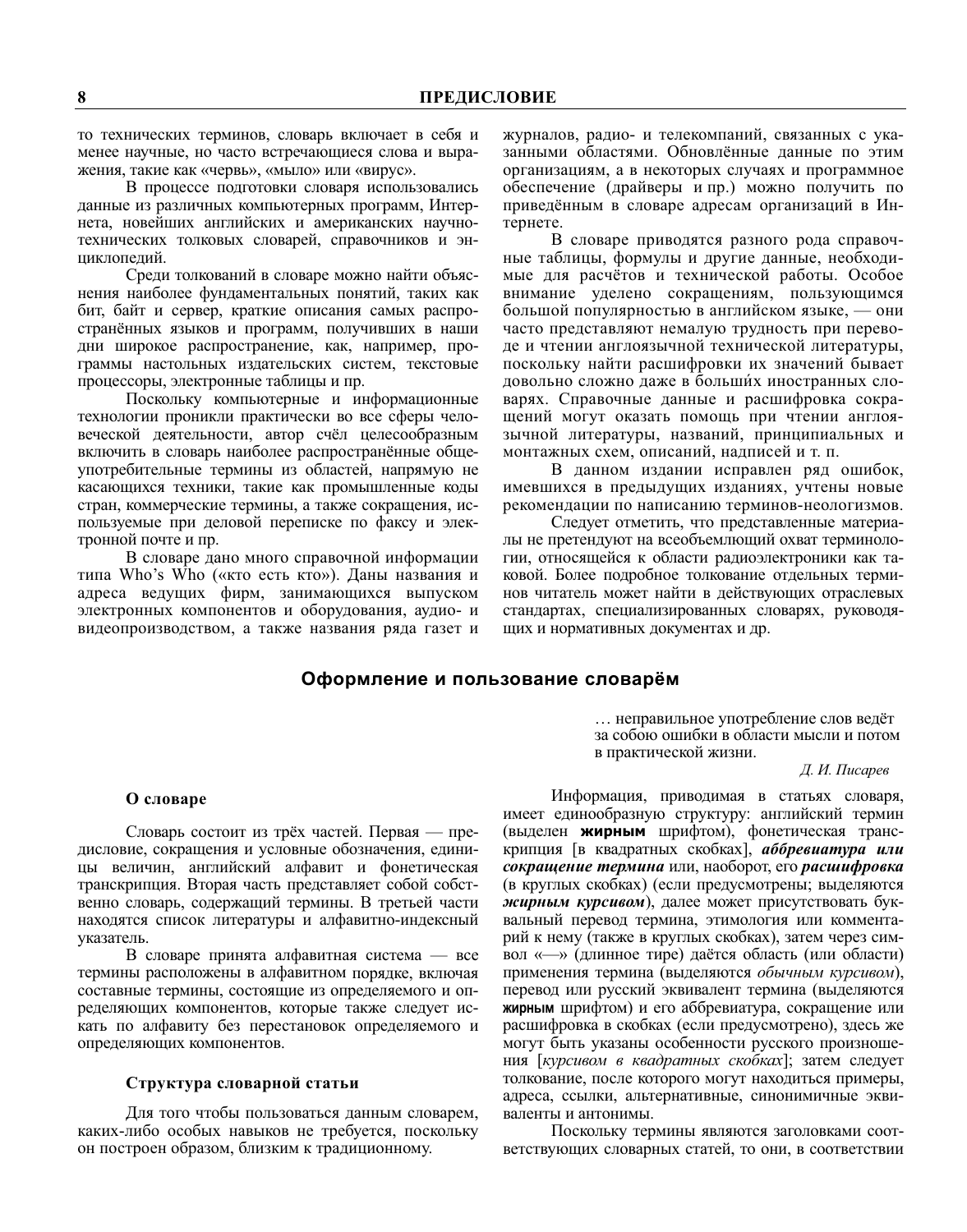то технических терминов, словарь включает в себя и менее научные, но часто встречающиеся слова и выражения, такие как «червь», «мыло» или «вирус».

В процессе подготовки словаря использовались данные из различных компьютерных программ, Интернета, новейших английских и американских научно-технических толковых словарей, справочников и энциклопедий.

Среди толкований в словаре можно найти объяснения наиболее фундаментальных понятий, таких как бит, байт и сервер, краткие описания самых распространённых языков и программ, получивших в наши дни широкое распространение, как, например, программы настольных издательских систем, текстовые процессоры, электронные таблицы и пр.

Поскольку компьютерные и информационные технологии проникли практически во все сферы человеческой деятельности, автор счёл целесообразным включить в словарь наиболее распространённые общеупотребительные термины из областей, напрямую не касающихся техники, такие как промышленные коды стран, коммерческие термины, а также сокращения, используемые при деловой переписке по факсу и электронной почте и пр.

В словаре дано много справочной информации типа Who's Who («кто есть кто»). Даны названия и адреса ведущих фирм, занимающихся выпуском электронных компонентов и оборудования, аудио- и видеопроизводством, а также названия ряда газет и журналов, радио- и телекомпаний, связанных с указанными областями. Обновлённые данные по этим организациям, а в некоторых случаях и программное обеспечение (драйверы и пр.) можно получить по приведённым в словаре адресам организаций в Интернете.

В словаре приводятся разного рода справочные таблицы, формулы и другие данные, необходимые для расчётов и технической работы. Особое внимание уделено сокращениям, пользующимся большой популярностью в английском языке, — они часто представляют немалую трудность при переводе и чтении англоязычной технической литературы, поскольку найти расшифровки их значений бывает довольно сложно даже в больши́х иностранных словарях. Справочные данные и расшифровка сокращений могут оказать помощь при чтении англоязычной литературы, названий, принципиальных и монтажных схем, описаний, надписей и т. п.

В данном издании исправлен ряд ошибок, имевшихся в предыдущих изданиях, учтены новые рекомендации по написанию терминов-неологизмов.

Следует отметить, что представленные материалы не претендуют на всеобъемлющий охват терминологии, относящейся к области радиоэлектроники как таковой. Более подробное толкование отдельных терминов читатель может найти в действующих отраслевых стандартах, специализированных словарях, руководящих и нормативных документах и др.

## Оформление и пользование словарём

> … неправильное употребление слов ведёт за собою ошибки в области мысли и потом в практической жизни.
>
> *Д. И. Писарев*

### О словаре

Словарь состоит из трёх частей. Первая — предисловие, сокращения и условные обозначения, единицы величин, английский алфавит и фонетическая транскрипция. Вторая часть представляет собой собственно словарь, содержащий термины. В третьей части находятся список литературы и алфавитно-индексный указатель.

В словаре принята алфавитная система — все термины расположены в алфавитном порядке, включая составные термины, состоящие из определяемого и определяющих компонентов, которые также следует искать по алфавиту без перестановок определяемого и определяющих компонентов.

### Структура словарной статьи

Для того чтобы пользоваться данным словарем, каких-либо особых навыков не требуется, поскольку он построен образом, близким к традиционному.

Информация, приводимая в статьях словаря, имеет единообразную структуру: английский термин (выделен **жирным** шрифтом), фонетическая транскрипция [в квадратных скобках], ***аббревиатура или сокращение термина*** или, наоборот, его ***расшифровка*** (в круглых скобках) (если предусмотрены; выделяются ***жирным курсивом***), далее может присутствовать буквальный перевод термина, этимология или комментарий к нему (также в круглых скобках), затем через символ «—» (длинное тире) даётся область (или области) применения термина (выделяются *обычным курсивом*), перевод или русский эквивалент термина (выделяются **жирным** шрифтом) и его аббревиатура, сокращение или расшифровка в скобках (если предусмотрено), здесь же могут быть указаны особенности русского произношения [*курсивом в квадратных скобках*]; затем следует толкование, после которого могут находиться примеры, адреса, ссылки, альтернативные, синонимичные эквиваленты и антонимы.

Поскольку термины являются заголовками соответствующих словарных статей, то они, в соответствии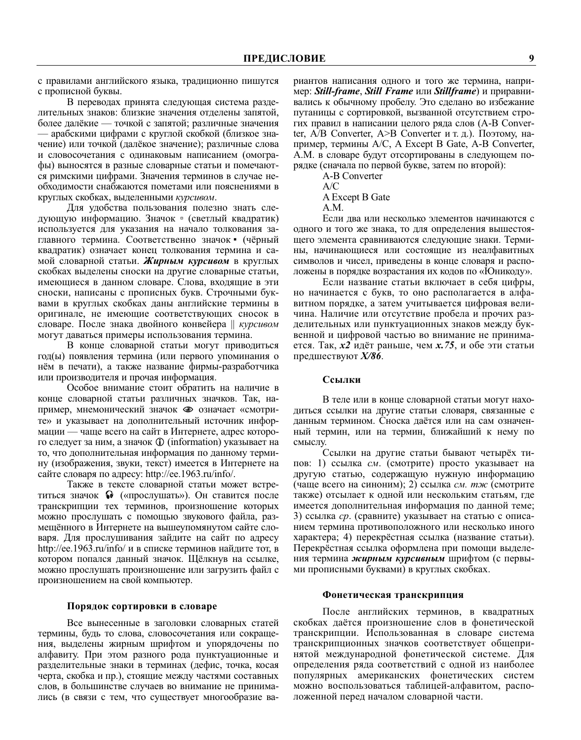с правилами английского языка, традиционно пишутся с прописной буквы.

В переводах принята следующая система разделительных знаков: близкие значения отделены запятой, более далёкие — точкой с запятой; различные значения — арабскими цифрами с круглой скобкой (близкое значение) или точкой (далёкое значение); различные слова и словосочетания с одинаковым написанием (омографы) выносятся в разные словарные статьи и помечаются римскими цифрами. Значения терминов в случае необходимости снабжаются пометами или пояснениями в круглых скобках, выделенными *курсивом*.

Для удобства пользования полезно знать следующую информацию. Значок ▫ (светлый квадратик) используется для указания на начало толкования заглавного термина. Соответственно значок ▪ (чёрный квадратик) означает конец толкования термина и самой словарной статьи. ***Жирным курсивом*** в круглых скобках выделены сноски на другие словарные статьи, имеющиеся в данном словаре. Слова, входящие в эти сноски, написаны с прописных букв. Строчными буквами в круглых скобках даны английские термины в оригинале, не имеющие соответствующих сносок в словаре. После знака двойного конвейера ‖ *курсивом* могут даваться примеры использования термина.

В конце словарной статьи могут приводиться год(ы) появления термина (или первого упоминания о нём в печати), а также название фирмы-разработчика или производителя и прочая информация.

Особое внимание стоит обратить на наличие в конце словарной статьи различных значков. Так, например, мнемонический значок 👁 означает «смотрите» и указывает на дополнительный источник информации — чаще всего на сайт в Интернете, адрес которого следует за ним, а значок ⓘ (information) указывает на то, что дополнительная информация по данному термину (изображения, звуки, текст) имеется в Интернете на сайте словаря по адресу: http://ee.1963.ru/info/.

Также в тексте словарной статьи может встретиться значок 🎧 («прослушать»). Он ставится после транскрипции тех терминов, произношение которых можно прослушать с помощью звукового файла, размещённого в Интернете на вышеупомянутом сайте словаря. Для прослушивания зайдите на сайт по адресу http://ee.1963.ru/info/ и в списке терминов найдите тот, в котором попался данный значок. Щёлкнув на ссылке, можно прослушать произношение или загрузить файл с произношением на свой компьютер.

### Порядок сортировки в словаре

Все вынесенные в заголовки словарных статей термины, будь то слова, словосочетания или сокращения, выделены жирным шрифтом и упорядочены по алфавиту. При этом разного рода пунктуационные и разделительные знаки в терминах (дефис, точка, косая черта, скобка и пр.), стоящие между частями составных слов, в большинстве случаев во внимание не принимались (в связи с тем, что существует многообразие вариантов написания одного и того же термина, например: ***Still-frame***, ***Still Frame*** или ***Stillframe***) и приравнивались к обычному пробелу. Это сделано во избежание путаницы с сортировкой, вызванной отсутствием строгих правил в написании целого ряда слов (A-B Converter, A/B Converter, A>B Converter и т. д.). Поэтому, например, термины A/C, A Except B Gate, A-B Converter, A.M. в словаре будут отсортированы в следующем порядке (сначала по первой букве, затем по второй):

A-B Converter
A/C
A Except B Gate
A.M.

Если два или несколько элементов начинаются с одного и того же знака, то для определения вышестоящего элемента сравниваются следующие знаки. Термины, начинающиеся или состоящие из неалфавитных символов и чисел, приведены в конце словаря и расположены в порядке возрастания их кодов по «Юникоду».

Если название статьи включает в себя цифры, но начинается с букв, то оно располагается в алфавитном порядке, а затем учитывается цифровая величина. Наличие или отсутствие пробела и прочих разделительных или пунктуационных знаков между буквенной и цифровой частью во внимание не принимается. Так, ***x2*** идёт раньше, чем ***x.75***, и обе эти статьи предшествуют ***X/86***.

### Ссылки

В теле или в конце словарной статьи могут находиться ссылки на другие статьи словаря, связанные с данным термином. Сноска даётся или на сам означенный термин, или на термин, ближайший к нему по смыслу.

Ссылки на другие статьи бывают четырёх типов: 1) ссылка *см*. (смотрите) просто указывает на другую статью, содержащую нужную информацию (чаще всего на синоним); 2) ссылка *см. тж* (смотрите также) отсылает к одной или нескольким статьям, где имеется дополнительная информация по данной теме; 3) ссылка *ср*. (сравните) указывает на статью с описанием термина противоположного или несколько иного характера; 4) перекрёстная ссылка (название статьи). Перекрёстная ссылка оформлена при помощи выделения термина ***жирным курсивным*** шрифтом (с первыми прописными буквами) в круглых скобках.

### Фонетическая транскрипция

После английских терминов, в квадратных скобках даётся произношение слов в фонетической транскрипции. Использованная в словаре система транскрипционных значков соответствует общепринятой международной фонетической системе. Для определения ряда соответствий с одной из наиболее популярных американских фонетических систем можно воспользоваться таблицей-алфавитом, расположенной перед началом словарной части.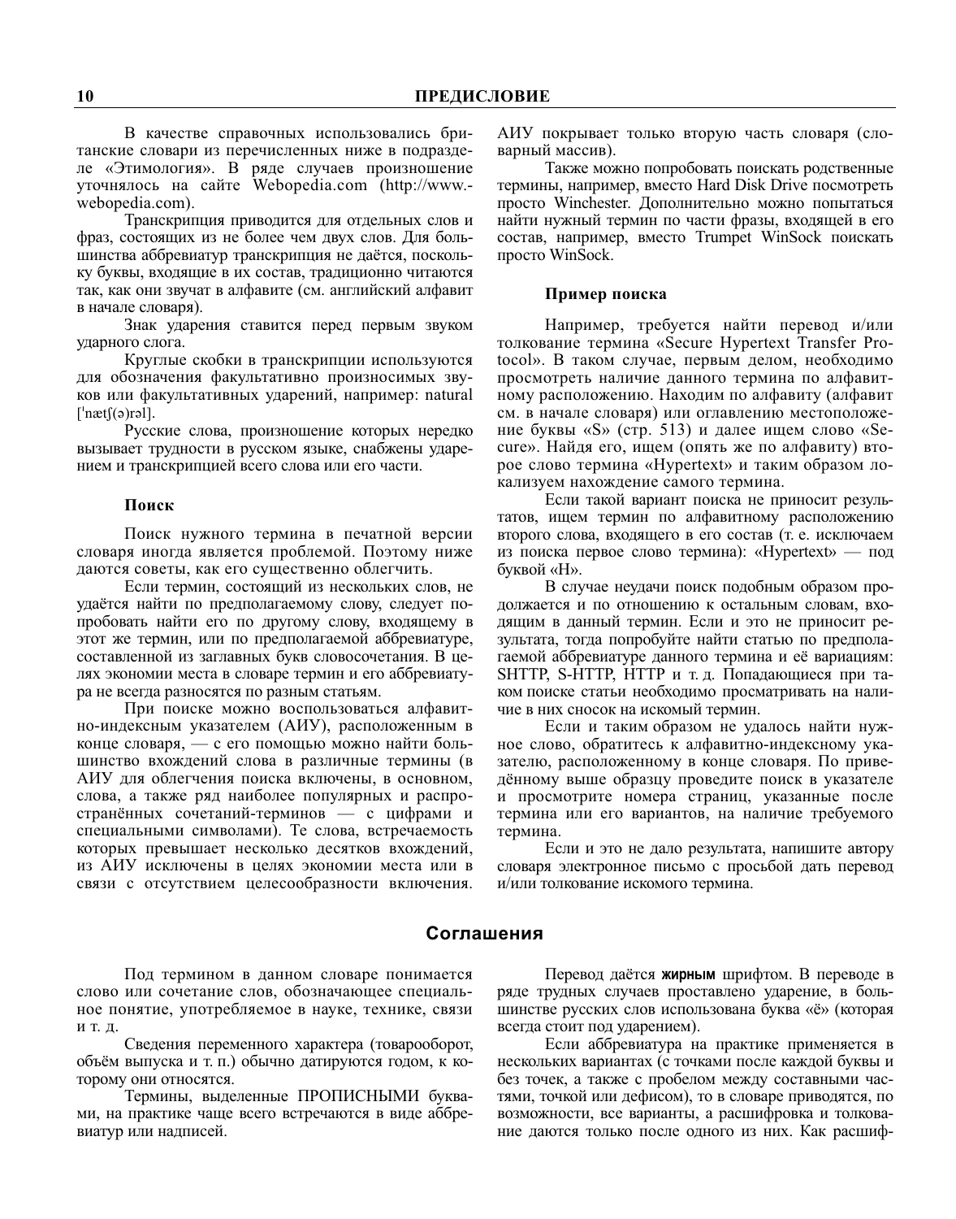В качестве справочных использовались британские словари из перечисленных ниже в подразделе «Этимология». В ряде случаев произношение уточнялось на сайте Webopedia.com (http://www.webopedia.com).

Транскрипция приводится для отдельных слов и фраз, состоящих из не более чем двух слов. Для большинства аббревиатур транскрипция не даётся, поскольку буквы, входящие в их состав, традиционно читаются так, как они звучат в алфавите (см. английский алфавит в начале словаря).

Знак ударения ставится перед первым звуком ударного слога.

Круглые скобки в транскрипции используются для обозначения факультативно произносимых звуков или факультативных ударений, например: natural [ˈnætʃ(ə)rəl].

Русские слова, произношение которых нередко вызывает трудности в русском языке, снабжены ударением и транскрипцией всего слова или его части.

### Поиск

Поиск нужного термина в печатной версии словаря иногда является проблемой. Поэтому ниже даются советы, как его существенно облегчить.

Если термин, состоящий из нескольких слов, не удаётся найти по предполагаемому слову, следует попробовать найти его по другому слову, входящему в этот же термин, или по предполагаемой аббревиатуре, составленной из заглавных букв словосочетания. В целях экономии места в словаре термин и его аббревиатура не всегда разносятся по разным статьям.

При поиске можно воспользоваться алфавитно-индексным указателем (АИУ), расположенным в конце словаря, — с его помощью можно найти большинство вхождений слова в различные термины (в АИУ для облегчения поиска включены, в основном, слова, а также ряд наиболее популярных и распространённых сочетаний-терминов — с цифрами и специальными символами). Те слова, встречаемость которых превышает несколько десятков вхождений, из АИУ исключены в целях экономии места или в связи с отсутствием целесообразности включения. АИУ покрывает только вторую часть словаря (словарный массив).

Также можно попробовать поискать родственные термины, например, вместо Hard Disk Drive посмотреть просто Winchester. Дополнительно можно попытаться найти нужный термин по части фразы, входящей в его состав, например, вместо Trumpet WinSock поискать просто WinSock.

### Пример поиска

Например, требуется найти перевод и/или толкование термина «Secure Hypertext Transfer Protocol». В таком случае, первым делом, необходимо просмотреть наличие данного термина по алфавитному расположению. Находим по алфавиту (алфавит см. в начале словаря) или оглавлению местоположение буквы «S» (стр. 513) и далее ищем слово «Secure». Найдя его, ищем (опять же по алфавиту) второе слово термина «Hypertext» и таким образом локализуем нахождение самого термина.

Если такой вариант поиска не приносит результатов, ищем термин по алфавитному расположению второго слова, входящего в его состав (т. е. исключаем из поиска первое слово термина): «Hypertext» — под буквой «H».

В случае неудачи поиск подобным образом продолжается и по отношению к остальным словам, входящим в данный термин. Если и это не приносит результата, тогда попробуйте найти статью по предполагаемой аббревиатуре данного термина и её вариациям: SHTTP, S-HTTP, HTTP и т. д. Попадающиеся при таком поиске статьи необходимо просматривать на наличие в них сносок на искомый термин.

Если и таким образом не удалось найти нужное слово, обратитесь к алфавитно-индексному указателю, расположенному в конце словаря. По приведённому выше образцу проведите поиск в указателе и просмотрите номера страниц, указанные после термина или его вариантов, на наличие требуемого термина.

Если и это не дало результата, напишите автору словаря электронное письмо с просьбой дать перевод и/или толкование искомого термина.

## Соглашения

Под термином в данном словаре понимается слово или сочетание слов, обозначающее специальное понятие, употребляемое в науке, технике, связи и т. д.

Сведения переменного характера (товарооборот, объём выпуска и т. п.) обычно датируются годом, к которому они относятся.

Термины, выделенные ПРОПИСНЫМИ буквами, на практике чаще всего встречаются в виде аббревиатур или надписей.

Перевод даётся **жирным** шрифтом. В переводе в ряде трудных случаев проставлено ударение, в большинстве русских слов использована буква «ё» (которая всегда стоит под ударением).

Если аббревиатура на практике применяется в нескольких вариантах (с точками после каждой буквы и без точек, а также с пробелом между составными частями, точкой или дефисом), то в словаре приводятся, по возможности, все варианты, а расшифровка и толкование даются только после одного из них. Как расшиф-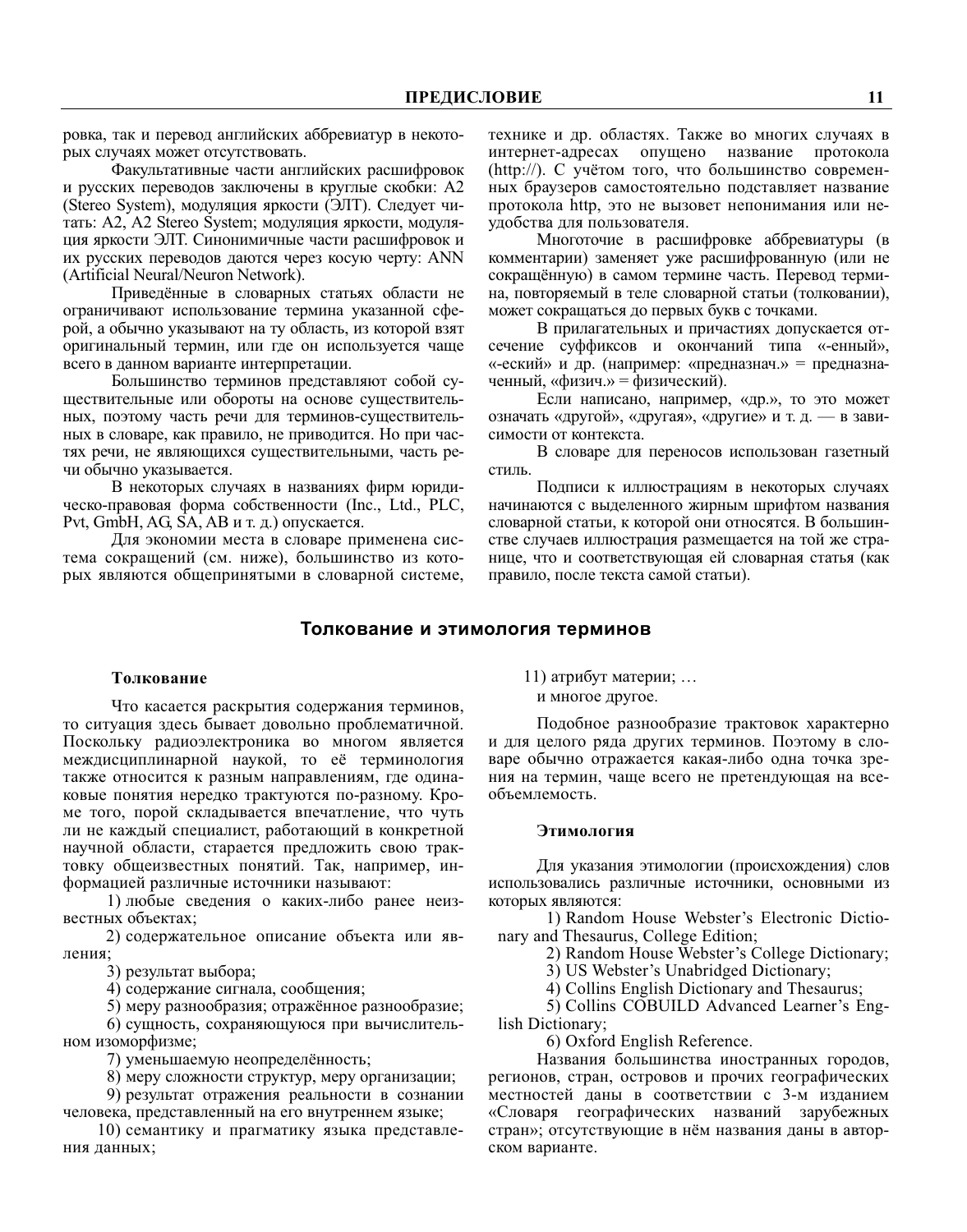ровка, так и перевод английских аббревиатур в некоторых случаях может отсутствовать.

Факультативные части английских расшифровок и русских переводов заключены в круглые скобки: A2 (Stereo System), модуляция яркости (ЭЛТ). Следует читать: A2, A2 Stereo System; модуляция яркости, модуляция яркости ЭЛТ. Синонимичные части расшифровок и их русских переводов даются через косую черту: ANN (Artificial Neural/Neuron Network).

Приведённые в словарных статьях области не ограничивают использование термина указанной сферой, а обычно указывают на ту область, из которой взят оригинальный термин, или где он используется чаще всего в данном варианте интерпретации.

Большинство терминов представляют собой существительные или обороты на основе существительных, поэтому часть речи для терминов-существительных в словаре, как правило, не приводится. Но при частях речи, не являющихся существительными, часть речи обычно указывается.

В некоторых случаях в названиях фирм юридическо-правовая форма собственности (Inc., Ltd., PLC, Pvt, GmbH, AG, SA, AB и т. д.) опускается.

Для экономии места в словаре применена система сокращений (см. ниже), большинство из которых являются общепринятыми в словарной системе, технике и др. областях. Также во многих случаях в интернет-адресах опущено название протокола (http://). С учётом того, что большинство современных браузеров самостоятельно подставляет название протокола http, это не вызовет непонимания или неудобства для пользователя.

Многоточие в расшифровке аббревиатуры (в комментарии) заменяет уже расшифрованную (или не сокращённую) в самом термине часть. Перевод термина, повторяемый в теле словарной статьи (толковании), может сокращаться до первых букв с точками.

В прилагательных и причастиях допускается отсечение суффиксов и окончаний типа «-енный», «-еский» и др. (например: «предназнач.» = предназначенный, «физич.» = физический).

Если написано, например, «др.», то это может означать «другой», «другая», «другие» и т. д. — в зависимости от контекста.

В словаре для переносов использован газетный стиль.

Подписи к иллюстрациям в некоторых случаях начинаются с выделенного жирным шрифтом названия словарной статьи, к которой они относятся. В большинстве случаев иллюстрация размещается на той же странице, что и соответствующая ей словарная статья (как правило, после текста самой статьи).

## Толкование и этимология терминов

### Толкование

Что касается раскрытия содержания терминов, то ситуация здесь бывает довольно проблематичной. Поскольку радиоэлектроника во многом является междисциплинарной наукой, то её терминология также относится к разным направлениям, где одинаковые понятия нередко трактуются по-разному. Кроме того, порой складывается впечатление, что чуть ли не каждый специалист, работающий в конкретной научной области, старается предложить свою трактовку общеизвестных понятий. Так, например, информацией различные источники называют:

1) любые сведения о каких-либо ранее неизвестных объектах;
2) содержательное описание объекта или явления;
3) результат выбора;
4) содержание сигнала, сообщения;
5) меру разнообразия; отражённое разнообразие;
6) сущность, сохраняющуюся при вычислительном изоморфизме;
7) уменьшаемую неопределённость;
8) меру сложности структур, меру организации;
9) результат отражения реальности в сознании человека, представленный на его внутреннем языке;
10) семантику и прагматику языка представления данных;
11) атрибут материи; …

и многое другое.

Подобное разнообразие трактовок характерно и для целого ряда других терминов. Поэтому в словаре обычно отражается какая-либо одна точка зрения на термин, чаще всего не претендующая на всеобъемлемость.

### Этимология

Для указания этимологии (происхождения) слов использовались различные источники, основными из которых являются:

1) Random House Webster's Electronic Dictionary and Thesaurus, College Edition;
2) Random House Webster's College Dictionary;
3) US Webster's Unabridged Dictionary;
4) Collins English Dictionary and Thesaurus;
5) Collins COBUILD Advanced Learner's English Dictionary;
6) Oxford English Reference.

Названия большинства иностранных городов, регионов, стран, островов и прочих географических местностей даны в соответствии с 3-м изданием «Словаря географических названий зарубежных стран»; отсутствующие в нём названия даны в авторском варианте.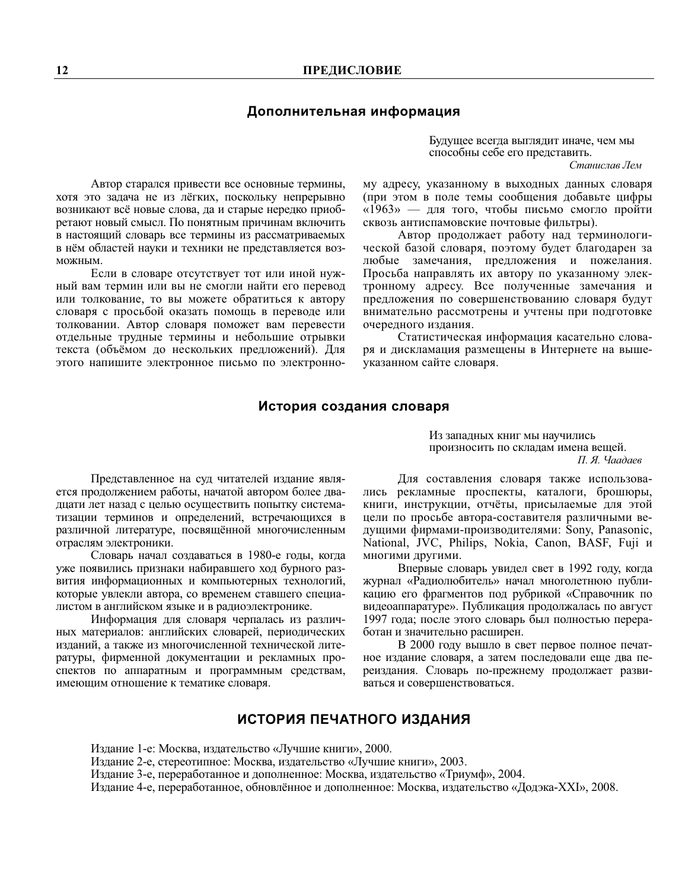## Дополнительная информация

> Будущее всегда выглядит иначе, чем мы способны себе его представить.
>
> *Станислав Лем*

Автор старался привести все основные термины, хотя это задача не из лёгких, поскольку непрерывно возникают всё новые слова, да и старые нередко приобретают новый смысл. По понятным причинам включить в настоящий словарь все термины из рассматриваемых в нём областей науки и техники не представляется возможным.

Если в словаре отсутствует тот или иной нужный вам термин или вы не смогли найти его перевод или толкование, то вы можете обратиться к автору словаря с просьбой оказать помощь в переводе или толковании. Автор словаря поможет вам перевести отдельные трудные термины и небольшие отрывки текста (объёмом до нескольких предложений). Для этого напишите электронное письмо по электронному адресу, указанному в выходных данных словаря (при этом в поле темы сообщения добавьте цифры «1963» — для того, чтобы письмо смогло пройти сквозь антиспамовские почтовые фильтры).

Автор продолжает работу над терминологической базой словаря, поэтому будет благодарен за любые замечания, предложения и пожелания. Просьба направлять их автору по указанному электронному адресу. Все полученные замечания и предложения по совершенствованию словаря будут внимательно рассмотрены и учтены при подготовке очередного издания.

Статистическая информация касательно словаря и дисклеймация размещены в Интернете на вышеуказанном сайте словаря.

## История создания словаря

> Из западных книг мы научились произносить по складам имена вещей.
>
> *П. Я. Чаадаев*

Представленное на суд читателей издание является продолжением работы, начатой автором более двадцати лет назад с целью осуществить попытку систематизации терминов и определений, встречающихся в различной литературе, посвящённой многочисленным отраслям электроники.

Словарь начал создаваться в 1980-е годы, когда уже появились признаки набиравшего ход бурного развития информационных и компьютерных технологий, которые увлекли автора, со временем ставшего специалистом в английском языке и в радиоэлектронике.

Информация для словаря черпалась из различных материалов: английских словарей, периодических изданий, а также из многочисленной технической литературы, фирменной документации и рекламных проспектов по аппаратным и программным средствам, имеющим отношение к тематике словаря.

Для составления словаря также использовались рекламные проспекты, каталоги, брошюры, книги, инструкции, отчёты, присылаемые для этой цели по просьбе автора-составителя различными ведущими фирмами-производителями: Sony, Panasonic, National, JVC, Philips, Nokia, Canon, BASF, Fuji и многими другими.

Впервые словарь увидел свет в 1992 году, когда журнал «Радиолюбитель» начал многолетнюю публикацию его фрагментов под рубрикой «Справочник по видеоаппаратуре». Публикация продолжалась по август 1997 года; после этого словарь был полностью переработан и значительно расширен.

В 2000 году вышло в свет первое полное печатное издание словаря, а затем последовали еще два переиздания. Словарь по-прежнему продолжает развиваться и совершенствоваться.

## ИСТОРИЯ ПЕЧАТНОГО ИЗДАНИЯ

Издание 1-е: Москва, издательство «Лучшие книги», 2000.

Издание 2-е, стереотипное: Москва, издательство «Лучшие книги», 2003.

Издание 3-е, переработанное и дополненное: Москва, издательство «Триумф», 2004.

Издание 4-е, переработанное, обновлённое и дополненное: Москва, издательство «Додэка-XXI», 2008.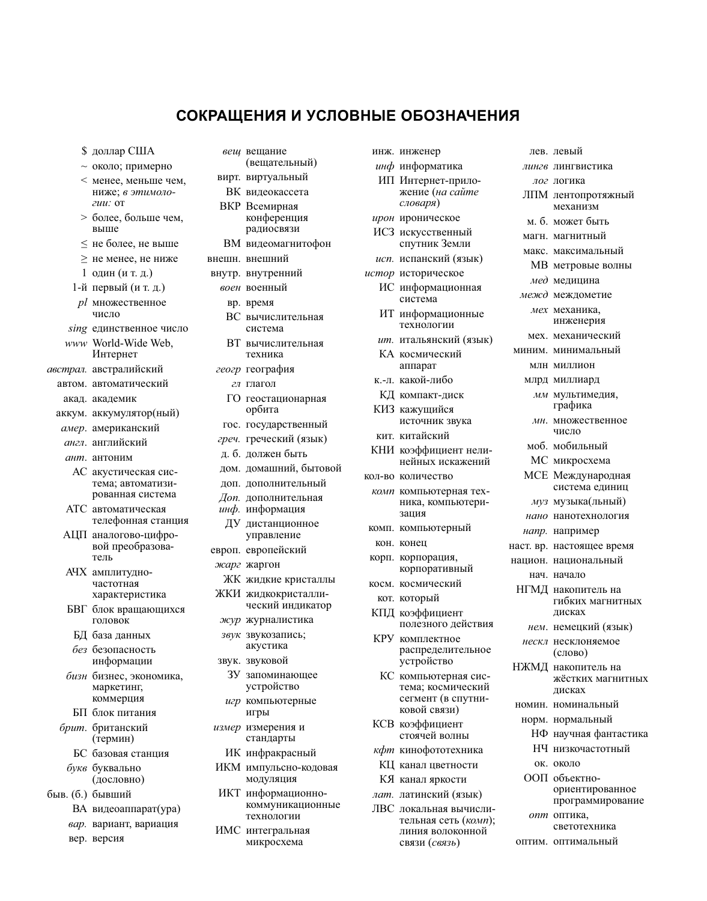# СОКРАЩЕНИЯ И УСЛОВНЫЕ ОБОЗНАЧЕНИЯ

$ доллар США
~ около; примерно
< менее, меньше чем, ниже; *в этимологии:* от
> более, больше чем, выше
≤ не более, не выше
≥ не менее, не ниже
1 один (и т. д.)
1-й первый (и т. д.)
*pl* множественное число
*sing* единственное число
*www* World-Wide Web, Интернет
*австрал.* австралийский
автом. автоматический
акад. академик
аккум. аккумулятор(ный)
*амер.* американский
*англ.* английский
*ант.* антоним
АС акустическая система; автоматизированная система
АТС автоматическая телефонная станция
АЦП аналогово-цифровой преобразователь
АЧХ амплитудно-частотная характеристика
БВГ блок вращающихся головок
БД база данных
*без* безопасность информации
*бизн* бизнес, экономика, маркетинг, коммерция
БП блок питания
*брит.* британский (термин)
БС базовая станция
*букв* буквально (дословно)
быв. (б.) бывший
ВА видеоаппарат(ура)
*вар.* вариант, вариация
вер. версия
*вещ* вещание (вещательный)
вирт. виртуальный
ВК видеокассета
ВКР Всемирная конференция радиосвязи
ВМ видеомагнитофон
внешн. внешний
внутр. внутренний
*воен* военный
вр. время
ВС вычислительная система
ВТ вычислительная техника
*геогр* география
*гл* глагол
ГО геостационарная орбита
гос. государственный
*греч.* греческий (язык)
д. б. должен быть
дом. домашний, бытовой
доп. дополнительный
*Доп. инф.* дополнительная информация
ДУ дистанционное управление
европ. европейский
*жарг* жаргон
ЖК жидкие кристаллы
ЖКИ жидкокристаллический индикатор
*жур* журналистика
*звук* звукозапись; акустика
звук. звуковой
ЗУ запоминающее устройство
*игр* компьютерные игры
*измер* измерения и стандарты
ИК инфракрасный
ИКМ импульсно-кодовая модуляция
ИКТ информационно-коммуникационные технологии
ИМС интегральная микросхема
инж. инженер
*инф* информатика
ИП Интернет-приложение (*на сайте словаря*)
*ирон* ироническое
ИСЗ искусственный спутник Земли
*исп.* испанский (язык)
*истор* историческое
ИС информационная система
ИТ информационные технологии
*ит.* итальянский (язык)
КА космический аппарат
к.-л. какой-либо
КД компакт-диск
КИЗ кажущийся источник звука
кит. китайский
КНИ коэффициент нелинейных искажений
кол-во количество
*комп* компьютерная техника, компьютеризация
комп. компьютерный
кон. конец
корп. корпорация, корпоративный
косм. космический
кот. который
КПД коэффициент полезного действия
КРУ комплектное распределительное устройство
КС компьютерная система; космический сегмент (в спутниковой связи)
КСВ коэффициент стоячей волны
*кфт* кинофототехника
КЦ канал цветности
КЯ канал яркости
*лат.* латинский (язык)
ЛВС локальная вычислительная сеть (*комп*); линия волоконной связи (*связь*)
лев. левый
*лингв* лингвистика
*лог* логика
ЛПМ лентопротяжный механизм
м. б. может быть
магн. магнитный
макс. максимальный
МВ метровые волны
*мед* медицина
*межд* междометие
*мех* механика, инженерия
мех. механический
миним. минимальный
млн миллион
млрд миллиард
*мм* мультимедия, графика
*мн.* множественное число
моб. мобильный
МС микросхема
МСЕ Международная система единиц
*муз* музыка(льный)
*нано* нанотехнология
*напр.* например
наст. вр. настоящее время
национ. национальный
нач. начало
НГМД накопитель на гибких магнитных дисках
*нем.* немецкий (язык)
*нескл* несклоняемое (слово)
НЖМД накопитель на жёстких магнитных дисках
номин. номинальный
норм. нормальный
НФ научная фантастика
НЧ низкочастотный
ок. около
ООП объектно-ориентированное программирование
*опт* оптика, светотехника
оптим. оптимальный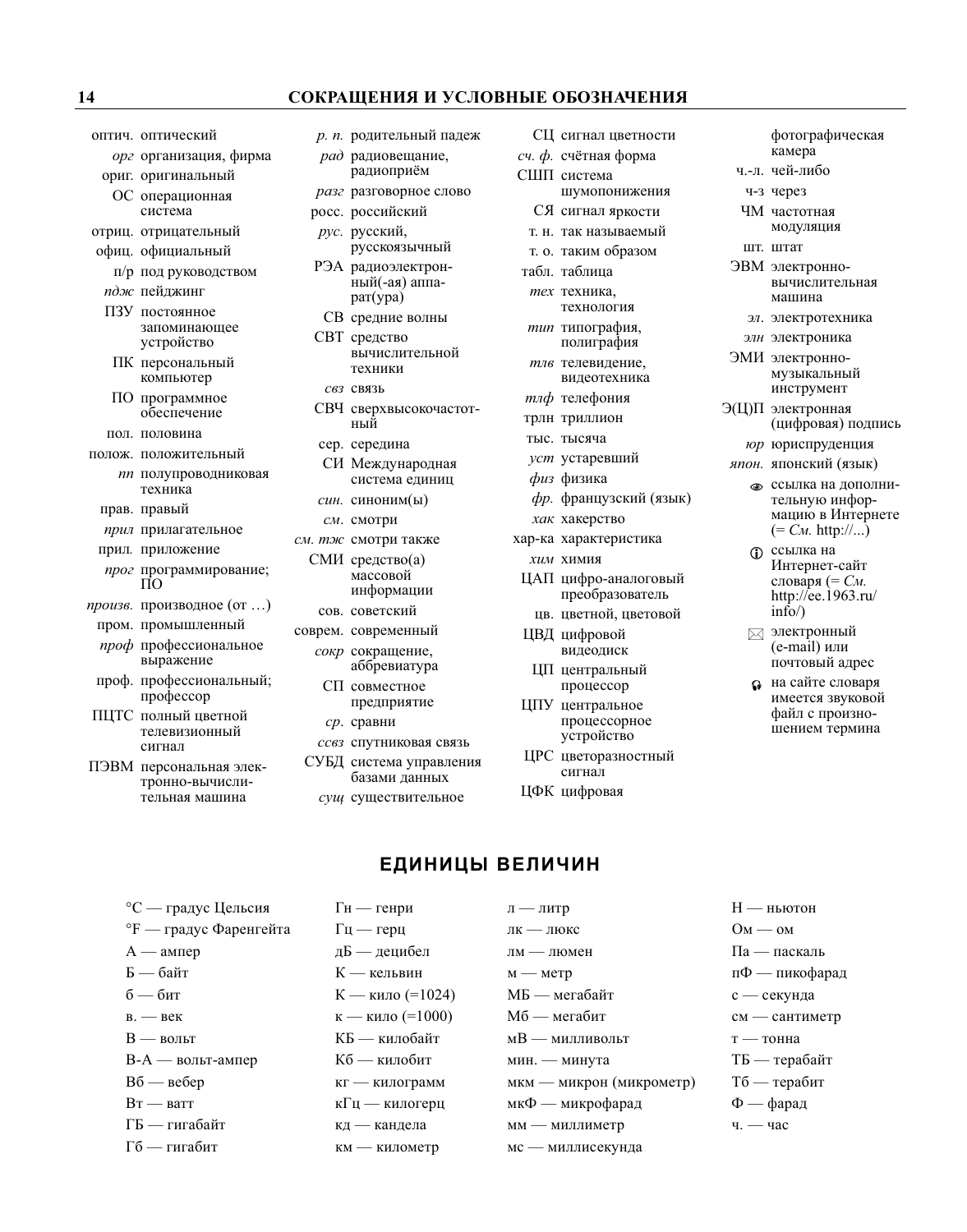## СОКРАЩЕНИЯ И УСЛОВНЫЕ ОБОЗНАЧЕНИЯ

оптич. оптический
*орг* организация, фирма
ориг. оригинальный
ОС операционная система
отриц. отрицательный
офиц. официальный
п/р под руководством
*пдж* пейджинг
ПЗУ постоянное запоминающее устройство
ПК персональный компьютер
ПО программное обеспечение
пол. половина
полож. положительный
*пп* полупроводниковая техника
прав. правый
*прил* прилагательное
прил. приложение
*прог* программирование; ПО
*произв.* производное (от …)
пром. промышленный
*проф* профессиональное выражение
проф. профессиональный; профессор
ПЦТС полный цветной телевизионный сигнал
ПЭВМ персональная электронно-вычислительная машина
*р. п.* родительный падеж
*рад* радиовещание, радиоприём
*разг* разговорное слово
росс. российский
*рус.* русский, русскоязычный
РЭА радиоэлектронный(-ая) аппарат(ура)
СВ средние волны
СВТ средство вычислительной техники
*свз* связь
СВЧ сверхвысокочастотный
сер. середина
СИ Международная система единиц
*син.* синоним(ы)
*см.* смотри
*см. тж* смотри также
СМИ средство(а) массовой информации
сов. советский
соврем. современный
*сокр* сокращение, аббревиатура
СП совместное предприятие
*ср.* сравни
*ссвз* спутниковая связь
СУБД система управления базами данных
*сущ* существительное
СЦ сигнал цветности
*сч. ф.* счётная форма
СШП система шумопонижения
СЯ сигнал яркости
т. н. так называемый
т. о. таким образом
табл. таблица
*тех* техника, технология
*тип* типография, полиграфия
*тлв* телевидение, видеотехника
*тлф* телефония
трлн триллион
тыс. тысяча
*уст* устаревший
*физ* физика
*фр.* французский (язык)
*хак* хакерство
хар-ка характеристика
*хим* химия
ЦАП цифро-аналоговый преобразователь
цв. цветной, цветовой
ЦВД цифровой видеодиск
ЦП центральный процессор
ЦПУ центральное процессорное устройство
ЦРС цветоразностный сигнал
ЦФК цифровая фотографическая камера
ч.-л. чей-либо
ч-з через
ЧМ частотная модуляция
шт. штат
ЭВМ электронно-вычислительная машина
*эл.* электротехника
*элн* электроника
ЭМИ электронно-музыкальный инструмент
Э(Ц)П электронная (цифровая) подпись
*юр* юриспруденция
*япон.* японский (язык)
👁 ссылка на дополнительную информацию в Интернете (= *См.* http://...)
ⓘ ссылка на Интернет-сайт словаря (= *См.* http://ee.1963.ru/info/)
✉ электронный (e-mail) или почтовый адрес
🎧 на сайте словаря имеется звуковой файл с произношением термина

## ЕДИНИЦЫ ВЕЛИЧИН

°C — градус Цельсия
°F — градус Фаренгейта
А — ампер
Б — байт
б — бит
в. — век
В — вольт
В-А — вольт-ампер
Вб — вебер
Вт — ватт
ГБ — гигабайт
Гб — гигабит
Гн — генри
Гц — герц
дБ — децибел
К — кельвин
К — кило (=1024)
к — кило (=1000)
КБ — килобайт
Кб — килобит
кг — килограмм
кГц — килогерц
кд — кандела
км — километр
л — литр
лк — люкс
лм — люмен
м — метр
МБ — мегабайт
Мб — мегабит
мВ — милливольт
мин. — минута
мкм — микрон (микрометр)
мкФ — микрофарад
мм — миллиметр
мс — миллисекунда
Н — ньютон
Ом — ом
Па — паскаль
пФ — пикофарад
с — секунда
см — сантиметр
т — тонна
ТБ — терабайт
Тб — терабит
Ф — фарад
ч. — час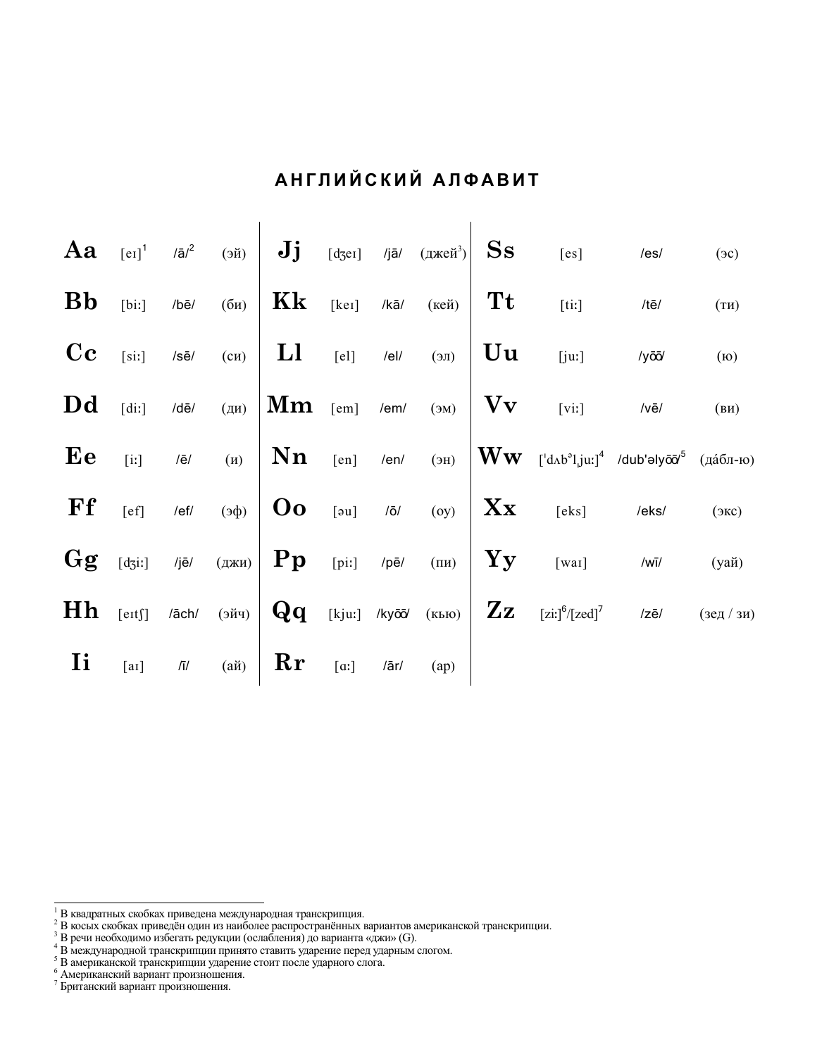# АНГЛИЙСКИЙ АЛФАВИТ

| | | | | | | | | | | | |
|---|---|---|---|---|---|---|---|---|---|---|---|
| **Aa** | [eɪ][1] | /ā/[2] | (эй) | **Jj** | [dʒeɪ] | /jā/ | (джей[3]) | **Ss** | [es] | /es/ | (эс) |
| **Bb** | [biː] | /bē/ | (би) | **Kk** | [keɪ] | /kā/ | (кей) | **Tt** | [tiː] | /tē/ | (ти) |
| **Cc** | [siː] | /sē/ | (си) | **Ll** | [el] | /el/ | (эл) | **Uu** | [juː] | /yōō/ | (ю) |
| **Dd** | [diː] | /dē/ | (ди) | **Mm** | [em] | /em/ | (эм) | **Vv** | [viː] | /vē/ | (ви) |
| **Ee** | [iː] | /ē/ | (и) | **Nn** | [en] | /en/ | (эн) | **Ww** | [ˈdʌbᵊlˌjuː][4] | /dub'əlyōō/[5] | (да́бл-ю) |
| **Ff** | [ef] | /ef/ | (эф) | **Oo** | [əu] | /ō/ | (оу) | **Xx** | [eks] | /eks/ | (экс) |
| **Gg** | [dʒiː] | /jē/ | (джи) | **Pp** | [piː] | /pē/ | (пи) | **Yy** | [waɪ] | /wī/ | (уай) |
| **Hh** | [eɪtʃ] | /āch/ | (эйч) | **Qq** | [kjuː] | /kyōō/ | (кью) | **Zz** | [ziː][6]/[zed][7] | /zē/ | (зед / зи) |
| **Ii** | [aɪ] | /ī/ | (ай) | **Rr** | [ɑː] | /ār/ | (ар) | | | | |

[1] В квадратных скобках приведена международная транскрипция.
[2] В косых скобках приведён один из наиболее распространённых вариантов американской транскрипции.
[3] В речи необходимо избегать редукции (ослабления) до варианта «джи» (G).
[4] В международной транскрипции принято ставить ударение перед ударным слогом.
[5] В американской транскрипции ударение стоит после ударного слога.
[6] Американский вариант произношения.
[7] Британский вариант произношения.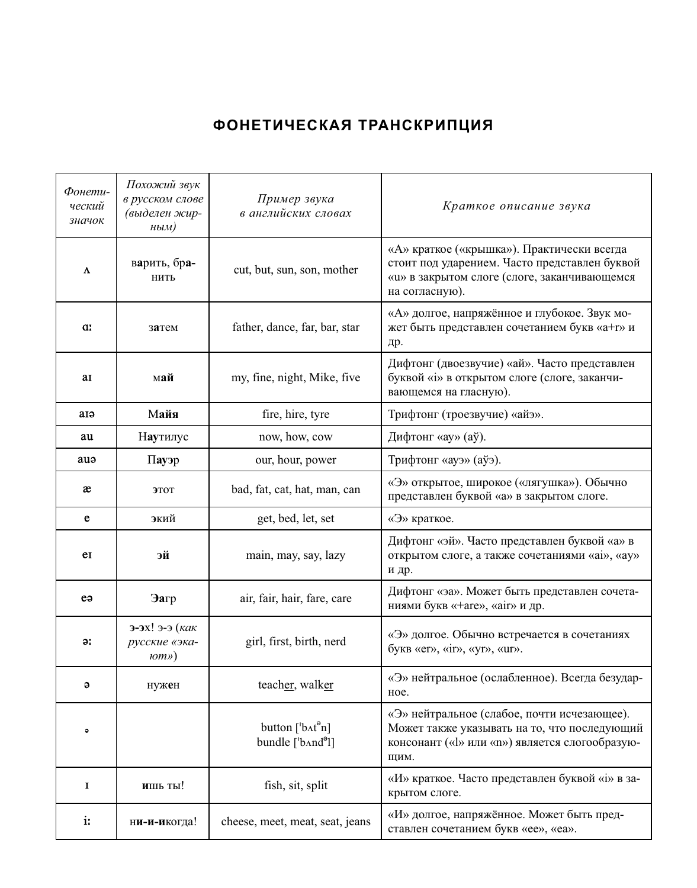## ФОНЕТИЧЕСКАЯ ТРАНСКРИПЦИЯ

| *Фонетический значок* | *Похожий звук в русском слове (выделен жирным)* | *Пример звука в английских словах* | *Краткое описание звука* |
|---|---|---|---|
| **ʌ** | в**а**рить, бр**а**нить | cut, but, sun, son, mother | «А» краткое («крышка»). Практически всегда стоит под ударением. Часто представлен буквой «u» в закрытом слоге (слоге, заканчивающемся на согласную). |
| **ɑ:** | з**а**тем | father, dance, far, bar, star | «А» долгое, напряжённое и глубокое. Звук может быть представлен сочетанием букв «a+r» и др. |
| **aɪ** | м**ай** | my, fine, night, Mike, five | Дифтонг (двоезвучие) «ай». Часто представлен буквой «i» в открытом слоге (слоге, заканчивающемся на гласную). |
| **aɪə** | М**айя** | fire, hire, tyre | Трифтонг (троезвучие) «айэ». |
| **au** | Н**ау**тилус | now, how, cow | Дифтонг «ау» (аў). |
| **auə** | П**ау**эр | our, hour, power | Трифтонг «ауэ» (аўэ). |
| **æ** | **э**тот | bad, fat, cat, hat, man, can | «Э» открытое, широкое («лягушка»). Обычно представлен буквой «a» в закрытом слоге. |
| **e** | **э**кий | get, bed, let, set | «Э» краткое. |
| **eɪ** | **эй** | main, may, say, lazy | Дифтонг «эй». Часто представлен буквой «a» в открытом слоге, а также сочетаниями «ai», «ay» и др. |
| **eə** | **Эа**гр | air, fair, hair, fare, care | Дифтонг «эа». Может быть представлен сочетаниями букв «+are», «air» и др. |
| **ɜ:** | **э-э**х! э-э (*как русские «экают»*) | girl, first, birth, nerd | «Э» долгое. Обычно встречается в сочетаниях букв «er», «ir», «yr», «ur». |
| **ə** | нуж**е**н | teach<u>er</u>, walk<u>er</u> | «Э» нейтральное (ослабленное). Всегда безударное. |
| **ᵊ** | | button [ˈbʌtᵊn] bundle [ˈbʌndᵊl] | «Э» нейтральное (слабое, почти исчезающее). Может также указывать на то, что последующий консонант («l» или «n») является слогообразующим. |
| **ɪ** | **и**шь ты! | fish, sit, split | «И» краткое. Часто представлен буквой «i» в закрытом слоге. |
| **i:** | н**и-и-и**когда! | cheese, meet, meat, seat, jeans | «И» долгое, напряжённое. Может быть представлен сочетанием букв «ee», «ea». |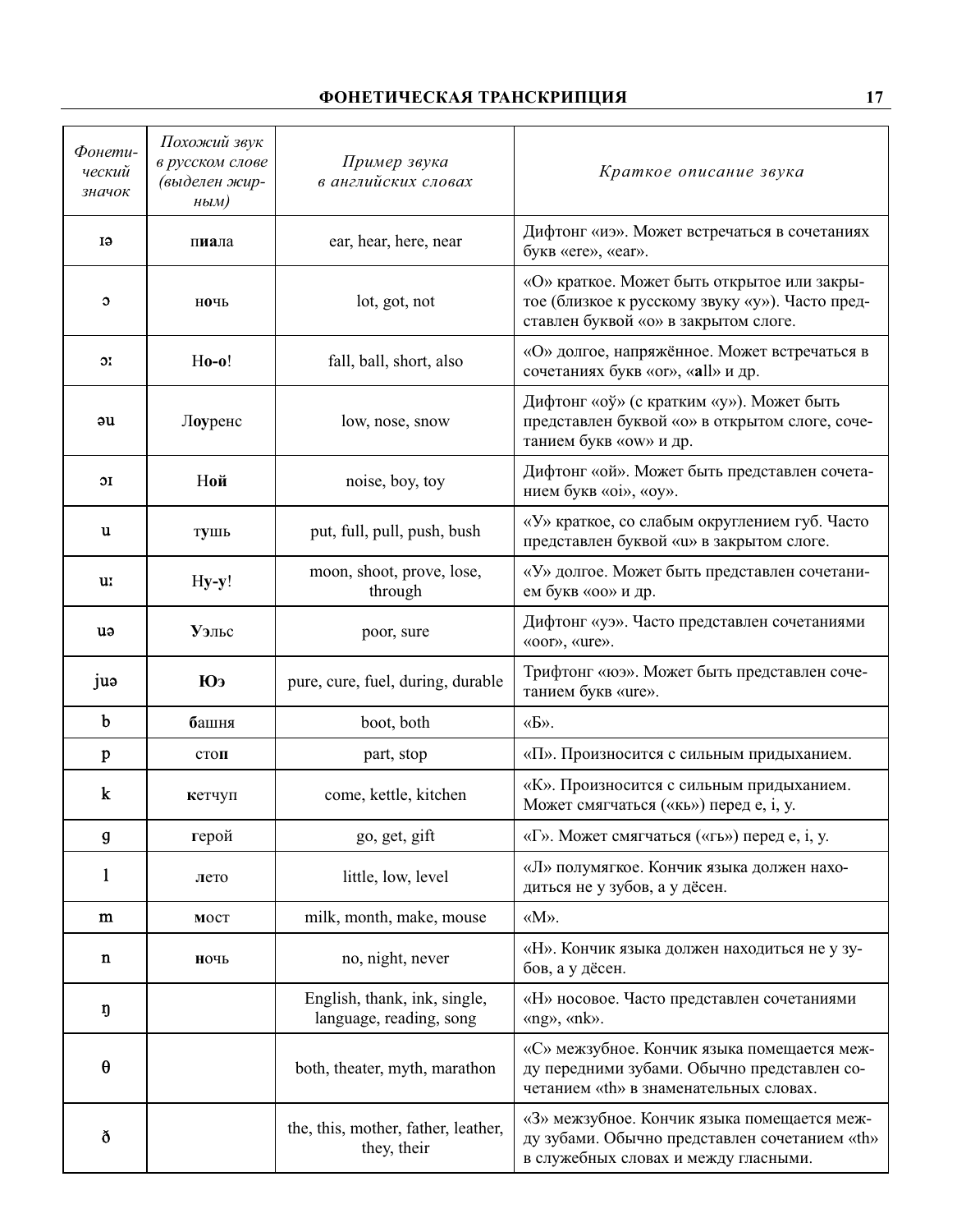| *Фонетический значок* | *Похожий звук в русском слове (выделен жирным)* | *Пример звука в английских словах* | *Краткое описание звука* |
|---|---|---|---|
| ɪə | п**иа**ла | ear, hear, here, near | Дифтонг «иэ». Может встречаться в сочетаниях букв «ere», «ear». |
| ɔ | н**о**чь | lot, got, not | «О» краткое. Может быть открытое или закрытое (близкое к русскому звуку «у»). Часто представлен буквой «o» в закрытом слоге. |
| ɔː | Н**о-о**! | fall, ball, short, also | «О» долгое, напряжённое. Может встречаться в сочетаниях букв «or», «**a**ll» и др. |
| əu | Л**оу**ренс | low, nose, snow | Дифтонг «оў» (с кратким «у»). Может быть представлен буквой «o» в открытом слоге, сочетанием букв «ow» и др. |
| ɔɪ | Н**ой** | noise, boy, toy | Дифтонг «ой». Может быть представлен сочетанием букв «oi», «oy». |
| u | т**у**шь | put, full, pull, push, bush | «У» краткое, со слабым округлением губ. Часто представлен буквой «u» в закрытом слоге. |
| uː | Н**у-у**! | moon, shoot, prove, lose, through | «У» долгое. Может быть представлен сочетанием букв «oo» и др. |
| uə | **Уэ**льс | poor, sure | Дифтонг «уэ». Часто представлен сочетаниями «oor», «ure». |
| juə | **Юэ** | pure, cure, fuel, during, durable | Трифтонг «юэ». Может быть представлен сочетанием букв «ure». |
| b | **б**ашня | boot, both | «Б». |
| p | сто**п** | part, stop | «П». Произносится с сильным придыханием. |
| k | **к**етчуп | come, kettle, kitchen | «К». Произносится с сильным придыханием. Может смягчаться («кь») перед e, i, y. |
| g | **г**ерой | go, get, gift | «Г». Может смягчаться («гь») перед e, i, y. |
| l | **л**ето | little, low, level | «Л» полумягкое. Кончик языка должен находиться не у зубов, а у дёсен. |
| m | **м**ост | milk, month, make, mouse | «М». |
| n | **н**очь | no, night, never | «Н». Кончик языка должен находиться не у зубов, а у дёсен. |
| ŋ | | English, thank, ink, single, language, reading, song | «Н» носовое. Часто представлен сочетаниями «ng», «nk». |
| θ | | both, theater, myth, marathon | «С» межзубное. Кончик языка помещается между передними зубами. Обычно представлен сочетанием «th» в знаменательных словах. |
| ð | | the, this, mother, father, leather, they, their | «З» межзубное. Кончик языка помещается между зубами. Обычно представлен сочетанием «th» в служебных словах и между гласными. |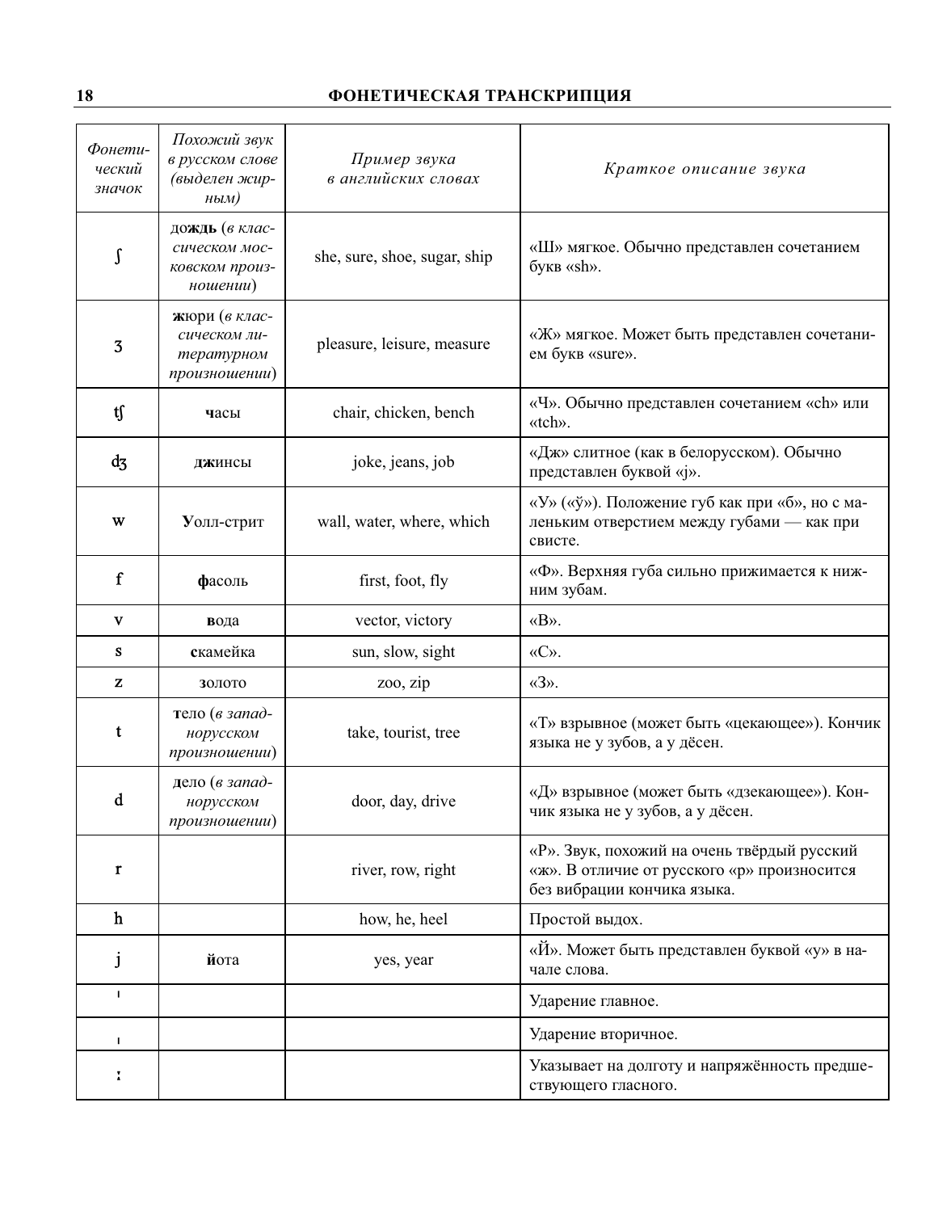| *Фонетический значок* | *Похожий звук в русском слове (выделен жирным)* | *Пример звука в английских словах* | *Краткое описание звука* |
|---|---|---|---|
| ʃ | до**жд**ь (*в классическом московском произношении*) | she, sure, shoe, sugar, ship | «Ш» мягкое. Обычно представлен сочетанием букв «sh». |
| ʒ | **ж**юри (*в классическом литературном произношении*) | pleasure, leisure, measure | «Ж» мягкое. Может быть представлен сочетанием букв «sure». |
| ʧ | **ч**асы | chair, chicken, bench | «Ч». Обычно представлен сочетанием «ch» или «tch». |
| ʤ | **дж**инсы | joke, jeans, job | «Дж» слитное (как в белорусском). Обычно представлен буквой «j». |
| w | **У**олл-стрит | wall, water, where, which | «У» («ў»). Положение губ как при «б», но с маленьким отверстием между губами — как при свисте. |
| f | **ф**асоль | first, foot, fly | «Ф». Верхняя губа сильно прижимается к нижним зубам. |
| v | **в**ода | vector, victory | «В». |
| s | **с**камейка | sun, slow, sight | «С». |
| z | **з**олото | zoo, zip | «З». |
| t | **т**ело (*в западнорусском произношении*) | take, tourist, tree | «Т» взрывное (может быть «цекающее»). Кончик языка не у зубов, а у дёсен. |
| d | **д**ело (*в западнорусском произношении*) | door, day, drive | «Д» взрывное (может быть «дзекающее»). Кончик языка не у зубов, а у дёсен. |
| r | | river, row, right | «Р». Звук, похожий на очень твёрдый русский «ж». В отличие от русского «р» произносится без вибрации кончика языка. |
| h | | how, he, heel | Простой выдох. |
| j | **й**ота | yes, year | «Й». Может быть представлен буквой «y» в начале слова. |
| ˈ | | | Ударение главное. |
| ˌ | | | Ударение вторичное. |
| ː | | | Указывает на долготу и напряжённость предшествующего гласного. |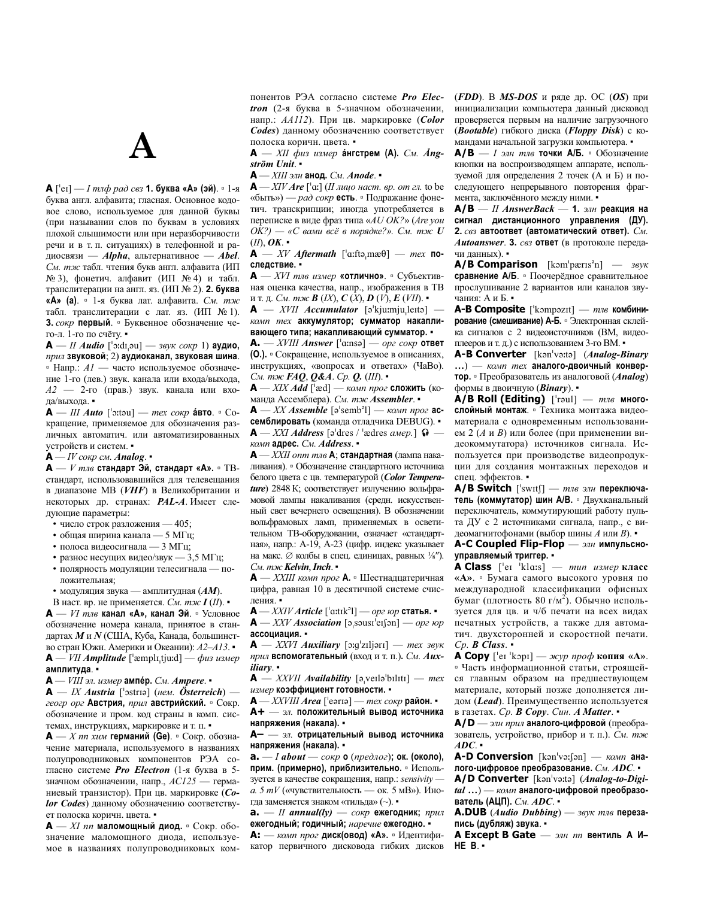# A

**A** [ˈeɪ] — *I тлф рад свз* **1. буква «А» (эй)**. ▫ 1-я буква англ. алфавита; гласная. Основное кодовое слово, используемое для данной буквы (при назывании слов по буквам в условиях плохой слышимости или при неразборчивости речи и в т. п. ситуациях) в телефонной и радиосвязи — ***Alpha***, альтернативное — ***Abel***. *См. тж* табл. чтения букв англ. алфавита (ИП № 3), фонетич. алфавит (ИП № 4) и табл. транслитерации на англ. яз. (ИП № 2). **2. буква «А» (а)**. ▫ 1-я буква лат. алфавита. *См. тж* табл. транслитерации с лат. яз. (ИП № 1). **3.** *сокр* **первый**. ▫ Буквенное обозначение чего-л. 1-го по счёту. ▪

**A** — *II **Audio*** [ˈɔːdɪˌəʊ] — *звук сокр* 1) **аудио,** *прил* **звуковой**; 2) **аудиоканал, звуковая шина**. ▫ Напр.: *A1* — часто используемое обозначение 1-го (лев.) звук. канала или входа/выхода, *A2* — 2-го (прав.) звук. канала или входа/выхода. ▪

**A** — *III **Auto*** [ˈɔːtəʊ] — *тех сокр* **а́вто**. ▫ Сокращение, применяемое для обозначения различных автоматич. или автоматизированных устройств и систем. ▪

**A** — *IV сокр см.* ***Analog***. ▪

**A** — *V тлв* **стандарт Эй, стандарт «А».** ▫ ТВ-стандарт, использовавшийся для телевещания в диапазоне МВ (***VHF***) в Великобритании и некоторых др. странах: ***PAL-A***. Имеет следующие параметры:

- число строк разложения — 405;
- общая ширина канала — 5 МГц;
- полоса видеосигнала — 3 МГц;
- разнос несущих видео/звук — 3,5 МГц;
- полярность модуляции телесигнала — положительная;
- модуляция звука — амплитудная (***AM***).

В наст. вр. не применяется. *См. тж* ***I*** (*II*). ▪

**A** — *VI тлв* **канал «А», канал Эй**. ▫ Условное обозначение номера канала, принятое в стандартах ***M*** и ***N*** (США, Куба, Канада, большинство стран Южн. Америки и Океании): *A2–A13*. ▪

**A** — *VII **Amplitude*** [ˈæmplɪˌtjuːd] — *физ измер* **амплитуда**. ▪

**A** — *VIII эл. измер* **ампе́р**. *См.* ***Ampere***. ▪

**A** — *IX **Austria*** [ˈɔstrɪə] (*нем.* ***Österreich***) — *геогр орг* **Австрия,** *прил* **австрийский.** ▫ Сокр. обозначение и пром. код страны в комп. системах, инструкциях, маркировке и т. п. ▪

**A** — *X пп хим* **германий (Ge)**. ▫ Сокр. обозначение материала, используемого в названиях полупроводниковых компонентов РЭА согласно системе ***Pro Electron*** (1-я буква в 5-значном обозначении, напр., *AC125* — германиевый транзистор). При цв. маркировке (***Color Codes***) данному обозначению соответствует полоска коричн. цвета. ▪

**A** — *XI пп* **маломощный диод.** ▫ Сокр. обозначение маломощного диода, используемое в названиях полупроводниковых компонентов РЭА согласно системе ***Pro Electron*** (2-я буква в 5-значном обозначении, напр.: *AA112*). При цв. маркировке (***Color Codes***) данному обозначению соответствует полоска коричн. цвета. ▪

**A** — *XII физ измер* **а́нгстрем (А).** *См.* ***Ångström Unit***. ▪

**A** — *XIII элн* **анод.** *См.* ***Anode***. ▪

**A** — *XIV **Are*** [ˈɑː] (*II лицо наст. вр. от гл.* to be «быть») — *рад сокр* **есть**. ▫ Подражание фонетич. транскрипции; иногда употребляется в переписке в виде фраз типа «*AU OK?*» (*Are you OK?) — «С вами всё в порядке?»*. *См. тж* ***U*** (*II*), ***OK***. ▪

**A** — *XV **Aftermath*** [ˈɑːftəˌmæθ] — *тех* **последствие.** ▪

**A** — *XVI тлв измер* **«отлично»**. ▫ Субъективная оценка качества, напр., изображения в ТВ и т. д. *См. тж* ***B*** (*IX*), ***C*** (*X*), ***D*** (*V*), ***E*** (*VII*). ▪

**A** — *XVII **Accumulator*** [əˈkjuːmjuˌleɪtə] — *комп тех* **аккумулятор; сумматор накапливающего типа; накапливающий сумматор.** ▪

**A.** — *XVIII **Answer*** [ˈɑːnsə] — *орг сокр* **ответ (О.)**. ▫ Сокращение, используемое в описаниях, инструкциях, «вопросах и ответах» (ЧаВо). *См. тж* ***FAQ***, ***Q&A***. *Ср.* ***Q.*** (*III*). ▪

**A** — *XIX **Add*** [ˈæd] — *комп прог* **сложить** (команда Ассемблера). *См. тж* ***Assembler***. ▪

**A** — *XX **Assemble*** [əˈsembᵊl] — *комп прог* **ассемблировать** (команда отладчика DEBUG). ▪

**A** — *XXI **Address*** [əˈdres / ˈædres *амер.*] 🎧 — *комп* **адрес.** *См.* ***Address***. ▪

**A** — *XXII опт тлв* **А; стандартная** (лампа накаливания). ▫ Обозначение стандартного источника белого цвета с цв. температурой (***Color Temperature***) 2848 K; соответствует излучению вольфрамовой лампы накаливания (средн. искусственный свет вечернего освещения). В обозначении вольфрамовых ламп, применяемых в осветительном ТВ-оборудовании, означает «стандартная», напр.: A-19, A-23 (цифр. индекс указывает на макс. ∅ колбы в спец. единицах, равных ⅛″). *См. тж* ***Kelvin***, ***Inch***. ▪

**A** — *XXIII комп прог* **A.** ▫ Шестнадцатеричная цифра, равная 10 в десятичной системе счисления. ▪

**A** — *XXIV **Article*** [ˈɑːtɪkᵊl] — *орг юр* **статья.** ▪

**A** — *XXV **Association*** [əˌsəusɪˈeɪʃən] — *орг юр* **ассоциация.** ▪

**A** — *XXVI **Auxiliary*** [ɔːgˈzɪljərɪ] — *тех звук прил* **вспомогательный** (вход и т. п.). *См.* ***Auxiliary***. ▪

**A** — *XXVII **Availability*** [əˌveɪləˈbɪlɪtɪ] — *тех измер* **коэффициент готовности.** ▪

**A** — *XXVIII **Area*** [ˈeərɪə] — *тех сокр* **район.** ▪

**A+** — *эл.* **положительный вывод источника напряжения (накала).** ▪

**A–** — *эл.* **отрицательный вывод источника напряжения (накала).** ▪

**a.** — *I **about*** — *сокр* **о** (*предлог*); **ок. (около), прим. (примерно), приблизительно.** ▫ Используется в качестве сокращения, напр.: *sensivity — a. 5 mV* («чувствительность — ок. 5 мВ»). Иногда заменяется знаком «тильда» (~). ▪

**a.** — *II **annual(ly)*** — *сокр* **ежегодник;** *прил* **ежегодный; годичный;** *наречие* **ежегодно.** ▪

**A:** — *комп прог* **диск(овод) «А».** ▫ Идентификатор первичного дисковода гибких дисков (***FDD***). В ***MS-DOS*** и ряде др. ОС (***OS***) при инициализации компьютера данный дисковод проверяется первым на наличие загрузочного (***Bootable***) гибкого диска (***Floppy Disk***) с командами начальной загрузки компьютера. ▪

**A/B** — *I элн тлв* **точки А/Б.** ▫ Обозначение кнопки на воспроизводящем аппарате, используемой для определения 2 точек (А и Б) и последующего непрерывного повторения фрагмента, заключённого между ними. ▪

**A/B** — *II **AnswerBack*** — **1.** *элн* **реакция на сигнал дистанционного управления (ДУ). 2.** *свз* **автоответ (автоматический ответ).** *См.* ***Autoanswer***. **3.** *свз* **ответ** (в протоколе передачи данных). ▪

**A/B Comparison** [kəmˈpærɪsᵊn] — *звук* **сравнение А/Б.** ▫ Поочерёдное сравнительное прослушивание 2 вариантов или каналов звучания: А и Б. ▪

**A-B Composite** [ˈkɔmpəzɪt] — *тлв* **комбинирование (смешивание) А-Б.** ▫ Электронная склейка сигналов с 2 видеоисточников (ВМ, видеоплееров и т. д.) с использованием 3-го ВМ. ▪

**A-B Converter** [kənˈvəːtə] (***Analog-Binary …***) — *комп тех* **аналого-двоичный конвертор.** ▫ Преобразователь из аналоговой (***Analog***) формы в двоичную (***Binary***). ▪

**A/B Roll (Editing)** [ˈrəul] — *тлв* **многослойный монтаж**. ▫ Техника монтажа видеоматериала с одновременным использованием 2 (*A* и *B*) или более (при применении видеокоммутатора) источников сигнала. Используется при производстве видеопродукции для создания монтажных переходов и спец. эффектов. ▪

**A/B Switch** [ˈswɪtʃ] — *тлв элн* **переключатель (коммутатор) шин А/В.** ▫ Двухканальный переключатель, коммутирующий работу пульта ДУ с 2 источниками сигнала, напр., с видеомагнитофонами (выбор шины *A* или *B*). ▪

**A-C Coupled Flip-Flop** — *элн* **импульсно-управляемый триггер.** ▪

**A Class** [ˈeɪ ˈklɑːs] — *тип измер* **класс «А».** ▫ Бумага самого высокого уровня по международной классификации офисных бумаг (плотность 80 г/м²). Обычно используется для цв. и ч/б печати на всех видах печатных устройств, а также для автоматич. двухсторонней и скоростной печати. *Ср.* ***B Class***. ▪

**A Copy** [ˈeɪ ˈkɔpɪ] — *жур проф* **копия «А».** ▫ Часть информационной статьи, строящейся главным образом на предшествующем материале, который позже дополняется лидом (***Lead***). Преимущественно используется в газетах. *Ср.* ***B Copy***. *Син.* ***A Matter***. ▪

**A/D** — *элн прил* **аналого-цифровой** (преобразователь, устройство, прибор и т. п.). *См. тж* ***ADC***. ▪

**A-D Conversion** [kənˈvəːʃən] — *комп* **аналого-цифровое преобразование.** *См.* ***ADC***. ▪

**A/D Converter** [kənˈvəːtə] (***Analog-to-Digital …***) — *комп* **аналого-цифровой преобразователь (АЦП).** *См.* ***ADC***. ▪

**A.DUB** (***Audio Dubbing***) — *звук тлв* **перезапись (дубляж) звука.** ▪

**A Except B Gate** — *элн пп* **вентиль А И–НЕ В.** ▪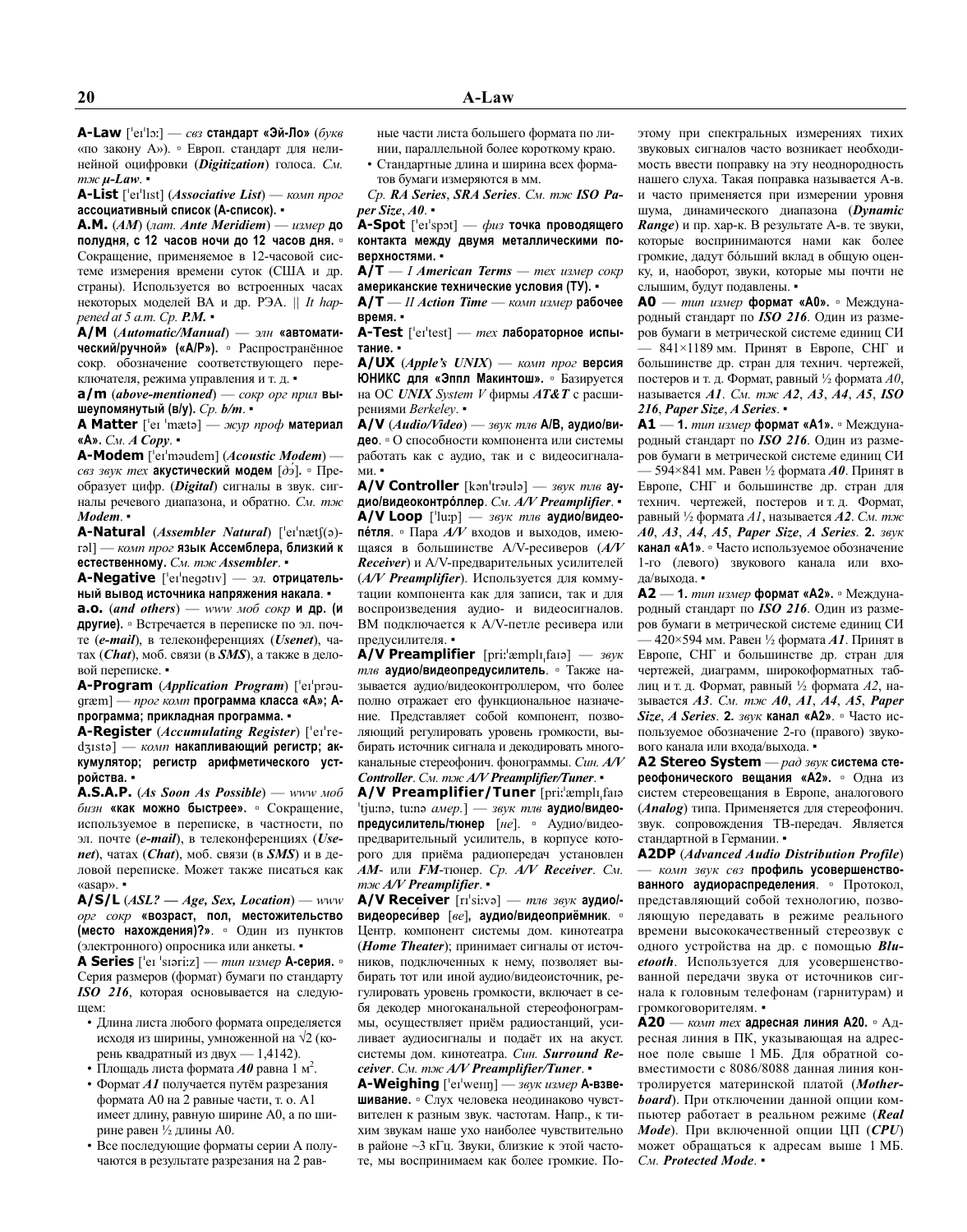**A-Law** [ˈeɪˈlɔː] — *свз* **стандарт «Эй-Ло»** (*букв* «по закону А»). ▫ Европ. стандарт для нелинейной оцифровки (***Digitization***) голоса. *См. тж **µ-Law***. ▪

**A-List** [ˈeɪˈlɪst] (***Associative List***) — *комп прог* **ассоциативный список (А-список).** ▪

**A.M.** (***AM***) (*лат.* ***Ante Meridiem***) — *измер* **до полудня, с 12 часов ночи до 12 часов дня.** ▫ Сокращение, применяемое в 12-часовой системе измерения времени суток (США и др. страны). Используется во встроенных часах некоторых моделей ВА и др. РЭА. || *It happened at 5 a.m. Ср.* ***P.M.*** ▪

**A/M** (***Automatic/Manual***) — *элн* **«автоматический/ручной» («А/Р»).** ▫ Распространённое сокр. обозначение соответствующего переключателя, режима управления и т. д. ▪

**a/m** (***above-mentioned***) — *сокр орг прил* **вышеупомянутый (в/у).** *Ср.* ***b/m***. ▪

**A Matter** [ˈeɪ ˈmætə] — *жур проф* **материал «А».** *См.* ***A Copy***. ▪

**A-Modem** [ˈeɪˈməudem] (***Acoustic Modem***) — *свз звук тех* **акустический модем** [*дэ́*]. ▫ Преобразует цифр. (***Digital***) сигналы в звук. сигналы речевого диапазона, и обратно. *См. тж* ***Modem***. ▪

**A-Natural** (***Assembler Natural***) [ˈeɪˈnætʃ(ə)rəl] — *комп прог* **язык Ассемблера, близкий к естественному.** *См. тж* ***Assembler***. ▪

**A-Negative** [ˈeɪˈnegətɪv] — *эл.* **отрицательный вывод источника напряжения накала.** ▪

**a.o.** (***and others***) — *www моб сокр* **и др. (и другие).** ▫ Встречается в переписке по эл. почте (***e-mail***), в телеконференциях (***Usenet***), чатах (***Chat***), моб. связи (в ***SMS***), а также в деловой переписке. ▪

**A-Program** (***Application Program***) [ˈeɪˈprəugræm] — *прог комп* **программа класса «А»; А-программа; прикладная программа.** ▪

**A-Register** (***Accumulating Register***) [ˈeɪˈredʒɪstə] — *комп* **накапливающий регистр; аккумулятор; регистр арифметического устройства.** ▪

**A.S.A.P.** (***As Soon As Possible***) — *www моб бизн* **«как можно быстрее».** ▫ Сокращение, используемое в переписке, в частности, по эл. почте (***e-mail***), в телеконференциях (***Usenet***), чатах (***Chat***), моб. связи (в ***SMS***) и в деловой переписке. Может также писаться как «asap». ▪

**A/S/L** (***ASL? — Age, Sex, Location***) — *www орг сокр* **«возраст, пол, местожительство (место нахождения)?».** ▫ Один из пунктов (электронного) опросника или анкеты. ▪

**A Series** [ˈeɪ ˈsɪəriːz] — *тип измер* **А-серия.** ▫ Серия размеров (формат) бумаги по стандарту ***ISO 216***, которая основывается на следующем:

- Длина листа любого формата определяется исходя из ширины, умноженной на $\sqrt{2}$ (корень квадратный из двух — 1,4142).
- Площадь листа формата ***A0*** равна 1 $м^2$.
- Формат ***A1*** получается путём разрезания формата A0 на 2 равные части, т. о. A1 имеет длину, равную ширине A0, а по ширине равен ½ длины A0.
- Все последующие форматы серии А получаются в результате разрезания на 2 равные части листа большего формата по линии, параллельной более короткому краю.
- Стандартные длина и ширина всех форматов бумаги измеряются в мм.

*Ср.* ***RA Series***, ***SRA Series***. *См. тж* ***ISO Paper Size***, ***A0***. ▪

**A-Spot** [ˈeɪˈspɔt] — *физ* **точка проводящего контакта между двумя металлическими поверхностями.** ▪

**A/T** — *I* ***American Terms*** — *тех измер сокр* **американские технические условия (ТУ).** ▪

**A/T** — *II* ***Action Time*** — *комп измер* **рабочее время.** ▪

**A-Test** [ˈeɪˈtest] — *тех* **лабораторное испытание.** ▪

**A/UX** (***Apple's UNIX***) — *комп прог* **версия ЮНИКС для «Эппл Макинтош».** ▫ Базируется на ОС ***UNIX*** *System V* фирмы ***AT&T*** с расширениями *Berkeley*. ▪

**A/V** (***Audio/Video***) — *звук тлв* **А/В, аудио/видео.** ▫ О способности компонента или системы работать как с аудио, так и с видеосигналами. ▪

**A/V Controller** [kənˈtrəulə] — *звук тлв* **аудио/видеоконтро́ллер.** *См.* ***A/V Preamplifier***. ▪

**A/V Loop** [ˈluːp] — *звук тлв* **аудио/видеопе́тля.** ▫ Пара ***A/V*** входов и выходов, имеющаяся в большинстве A/V-ресиверов (***A/V Receiver***) и A/V-предварительных усилителей (***A/V Preamplifier***). Используется для коммутации компонента как для записи, так и для воспроизведения аудио- и видеосигналов. ВМ подключается к A/V-петле ресивера или предусилителя. ▪

**A/V Preamplifier** [priːˈæmplɪˌfaɪə] — *звук тлв* **аудио/видеопредусилитель.** ▫ Также называется аудио/видеоконтроллером, что более полно отражает его функциональное назначение. Представляет собой компонент, позволяющий регулировать уровень громкости, выбирать источник сигнала и декодировать многоканальные стереофонич. фонограммы. *Син.* ***A/V Controller***. *См. тж* ***A/V Preamplifier/Tuner***. ▪

**A/V Preamplifier/Tuner** [priːˈæmplɪˌfaɪə ˈtjuːnə, tuːnə *амер.*] — *звук тлв* **аудио/видеопредусилитель/тюнер** [*нe*]. ▫ Аудио/видеопредварительный усилитель, в корпусе которого для приёма радиопередач установлен ***AM***- или ***FM***-тюнер. *Ср.* ***A/V Receiver***. *См. тж* ***A/V Preamplifier***. ▪

**A/V Receiver** [rɪˈsiːvə] — *тлв звук* **аудио/-видеореси́вер** [*ве*], **аудио/видеоприёмник.** ▫ Центр. компонент системы дом. кинотеатра (***Home Theater***); принимает сигналы от источников, подключенных к нему, позволяет выбирать тот или иной аудио/видеоисточник, регулировать уровень громкости, включает в себя декодер многоканальной стереофонограммы, осуществляет приём радиостанций, усиливает аудиосигналы и подаёт их на акуст. системы дом. кинотеатра. *Син.* ***Surround Receiver***. *См. тж* ***A/V Preamplifier/Tuner***. ▪

**A-Weighing** [ˈeɪˈweɪɪŋ] — *звук измер* **А-взвешивание.** ▫ Слух человека неодинаково чувствителен к разным звук. частотам. Напр., к тихим звукам наше ухо наиболее чувствительно в районе ~3 кГц. Звуки, близкие к этой частоте, мы воспринимаем как более громкие. Поэтому при спектральных измерениях тихих звуковых сигналов часто возникает необходимость ввести поправку на эту неоднородность нашего слуха. Такая поправка называется А-в. и часто применяется при измерении уровня шума, динамического диапазона (***Dynamic Range***) и пр. хар-к. В результате А-в. те звуки, которые воспринимаются нами как более громкие, дадут бóльший вклад в общую оценку, и, наоборот, звуки, которые мы почти не слышим, будут подавлены. ▪

**A0** — *тип измер* **формат «A0».** ▫ Международный стандарт по ***ISO 216***. Один из размеров бумаги в метрической системе единиц СИ — 841×1189 мм. Принят в Европе, СНГ и большинстве др. стран для технич. чертежей, постеров и т. д. Формат, равный ½ формата *A0*, называется ***A1***. *См. тж* ***A2***, ***A3***, ***A4***, ***A5***, ***ISO 216***, ***Paper Size***, ***A Series***. ▪

**A1** — **1.** *тип измер* **формат «A1».** ▫ Международный стандарт по ***ISO 216***. Один из размеров бумаги в метрической системе единиц СИ — 594×841 мм. Равен ½ формата ***A0***. Принят в Европе, СНГ и большинстве др. стран для технич. чертежей, постеров и т. д. Формат, равный ½ формата *A1*, называется ***A2***. *См. тж* ***A0***, ***A3***, ***A4***, ***A5***, ***Paper Size***, ***A Series***. **2.** *звук* **канал «А1».** ▫ Часто используемое обозначение 1-го (левого) звукового канала или входа/выхода. ▪

**A2** — **1.** *тип измер* **формат «A2».** ▫ Международный стандарт по ***ISO 216***. Один из размеров бумаги в метрической системе единиц СИ — 420×594 мм. Равен ½ формата ***A1***. Принят в Европе, СНГ и большинстве др. стран для чертежей, диаграмм, широкоформатных таблиц и т. д. Формат, равный ½ формата *A2*, называется ***A3***. *См. тж* ***A0***, ***A1***, ***A4***, ***A5***, ***Paper Size***, ***A Series***. **2.** *звук* **канал «А2».** ▫ Часто используемое обозначение 2-го (правого) звукового канала или входа/выхода. ▪

**A2 Stereo System** — *рад звук* **система стереофонического вещания «А2».** ▫ Одна из систем стереовещания в Европе, аналогового (***Analog***) типа. Применяется для стереофонич. звук. сопровождения ТВ-передач. Является стандартной в Германии. ▪

**A2DP** (***Advanced Audio Distribution Profile***) — *комп звук свз* **профиль усовершенствованного аудиораспределения.** ▫ Протокол, представляющий собой технологию, позволяющую передавать в режиме реального времени высококачественный стереозвук с одного устройства на др. с помощью ***Bluetooth***. Используется для усовершенствованной передачи звука от источников сигнала к головным телефонам (гарнитурам) и громкоговорителям. ▪

**A20** — *комп тех* **адресная линия A20.** ▫ Адресная линия в ПК, указывающая на адресное поле свыше 1 МБ. Для обратной совместимости с 8086/8088 данная линия контролируется материнской платой (***Motherboard***). При отключении данной опции компьютер работает в реальном режиме (***Real Mode***). При включенной опции ЦП (***CPU***) может обращаться к адресам выше 1 МБ. *См.* ***Protected Mode***. ▪